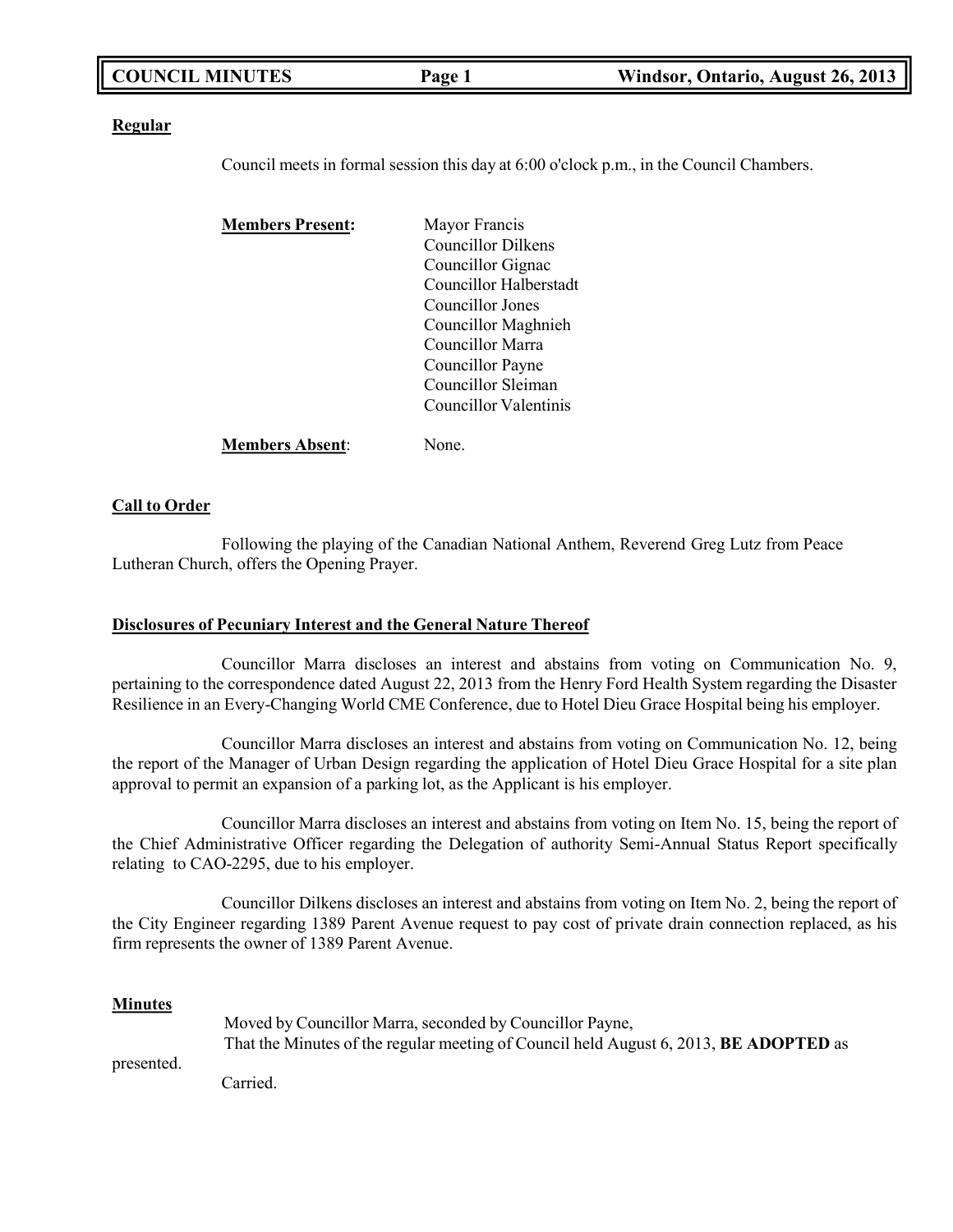## Regular

Council meets in formal session this day at 6:00 o'clock p.m., in the Council Chambers.

**Members Present:**
Mayor Francis
Councillor Dilkens
Councillor Gignac
Councillor Halberstadt
Councillor Jones
Councillor Maghnieh
Councillor Marra
Councillor Payne
Councillor Sleiman
Councillor Valentinis

**Members Absent**: None.

## Call to Order

Following the playing of the Canadian National Anthem, Reverend Greg Lutz from Peace Lutheran Church, offers the Opening Prayer.

## Disclosures of Pecuniary Interest and the General Nature Thereof

Councillor Marra discloses an interest and abstains from voting on Communication No. 9, pertaining to the correspondence dated August 22, 2013 from the Henry Ford Health System regarding the Disaster Resilience in an Every-Changing World CME Conference, due to Hotel Dieu Grace Hospital being his employer.

Councillor Marra discloses an interest and abstains from voting on Communication No. 12, being the report of the Manager of Urban Design regarding the application of Hotel Dieu Grace Hospital for a site plan approval to permit an expansion of a parking lot, as the Applicant is his employer.

Councillor Marra discloses an interest and abstains from voting on Item No. 15, being the report of the Chief Administrative Officer regarding the Delegation of authority Semi-Annual Status Report specifically relating to CAO-2295, due to his employer.

Councillor Dilkens discloses an interest and abstains from voting on Item No. 2, being the report of the City Engineer regarding 1389 Parent Avenue request to pay cost of private drain connection replaced, as his firm represents the owner of 1389 Parent Avenue.

## Minutes

Moved by Councillor Marra, seconded by Councillor Payne,
That the Minutes of the regular meeting of Council held August 6, 2013, **BE ADOPTED** as presented.
Carried.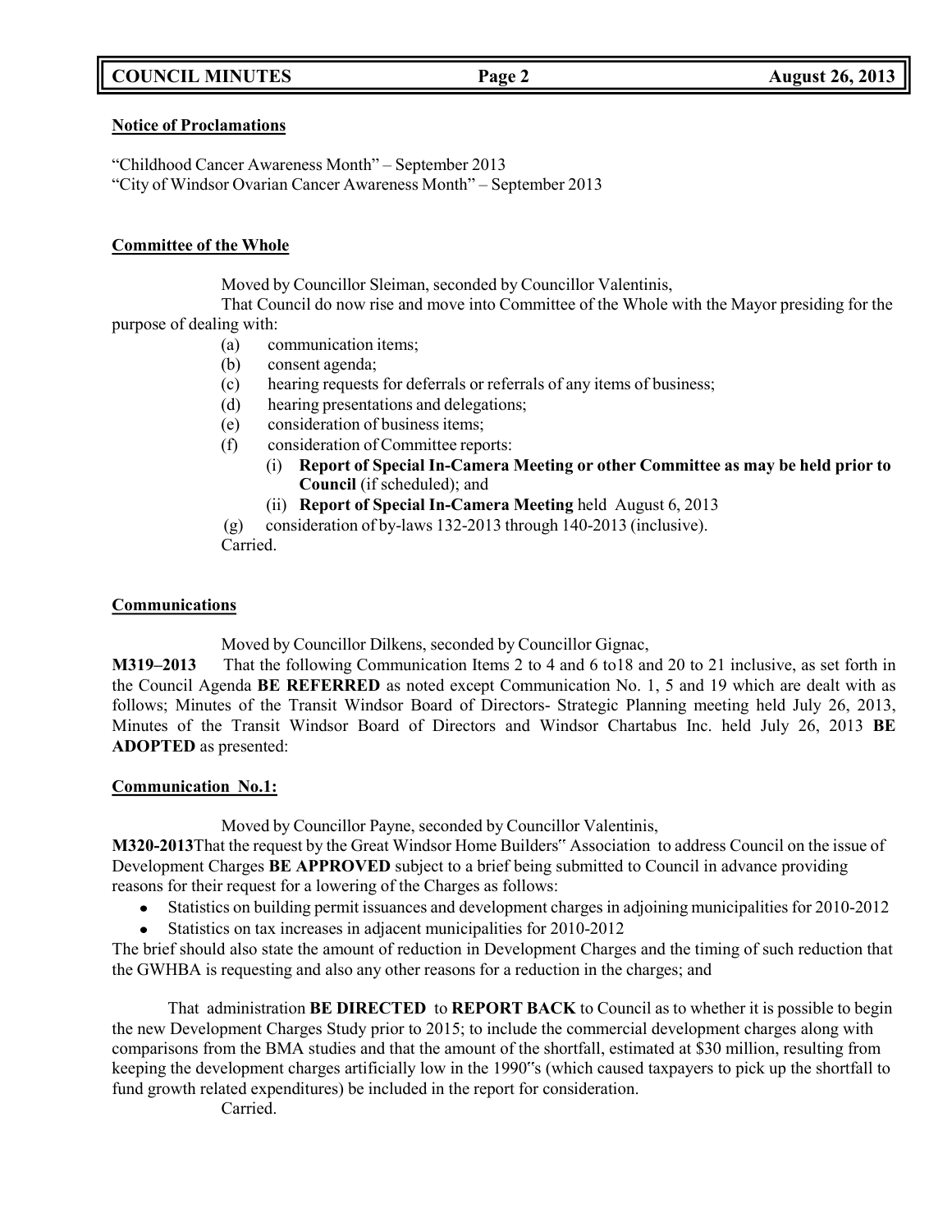**Notice of Proclamations**

"Childhood Cancer Awareness Month" – September 2013
"City of Windsor Ovarian Cancer Awareness Month" – September 2013

**Committee of the Whole**

Moved by Councillor Sleiman, seconded by Councillor Valentinis,

That Council do now rise and move into Committee of the Whole with the Mayor presiding for the purpose of dealing with:

- (a) communication items;
- (b) consent agenda;
- (c) hearing requests for deferrals or referrals of any items of business;
- (d) hearing presentations and delegations;
- (e) consideration of business items;
- (f) consideration of Committee reports:
  - (i) **Report of Special In-Camera Meeting or other Committee as may be held prior to Council** (if scheduled); and
  - (ii) **Report of Special In-Camera Meeting** held August 6, 2013
- (g) consideration of by-laws 132-2013 through 140-2013 (inclusive).

Carried.

**Communications**

Moved by Councillor Dilkens, seconded by Councillor Gignac,

**M319–2013** That the following Communication Items 2 to 4 and 6 to18 and 20 to 21 inclusive, as set forth in the Council Agenda **BE REFERRED** as noted except Communication No. 1, 5 and 19 which are dealt with as follows; Minutes of the Transit Windsor Board of Directors- Strategic Planning meeting held July 26, 2013, Minutes of the Transit Windsor Board of Directors and Windsor Chartabus Inc. held July 26, 2013 **BE ADOPTED** as presented:

**Communication No.1:**

Moved by Councillor Payne, seconded by Councillor Valentinis,

**M320-2013**That the request by the Great Windsor Home Builders" Association to address Council on the issue of Development Charges **BE APPROVED** subject to a brief being submitted to Council in advance providing reasons for their request for a lowering of the Charges as follows:

- Statistics on building permit issuances and development charges in adjoining municipalities for 2010-2012
- Statistics on tax increases in adjacent municipalities for 2010-2012

The brief should also state the amount of reduction in Development Charges and the timing of such reduction that the GWHBA is requesting and also any other reasons for a reduction in the charges; and

That administration **BE DIRECTED** to **REPORT BACK** to Council as to whether it is possible to begin the new Development Charges Study prior to 2015; to include the commercial development charges along with comparisons from the BMA studies and that the amount of the shortfall, estimated at $30 million, resulting from keeping the development charges artificially low in the 1990"s (which caused taxpayers to pick up the shortfall to fund growth related expenditures) be included in the report for consideration.

Carried.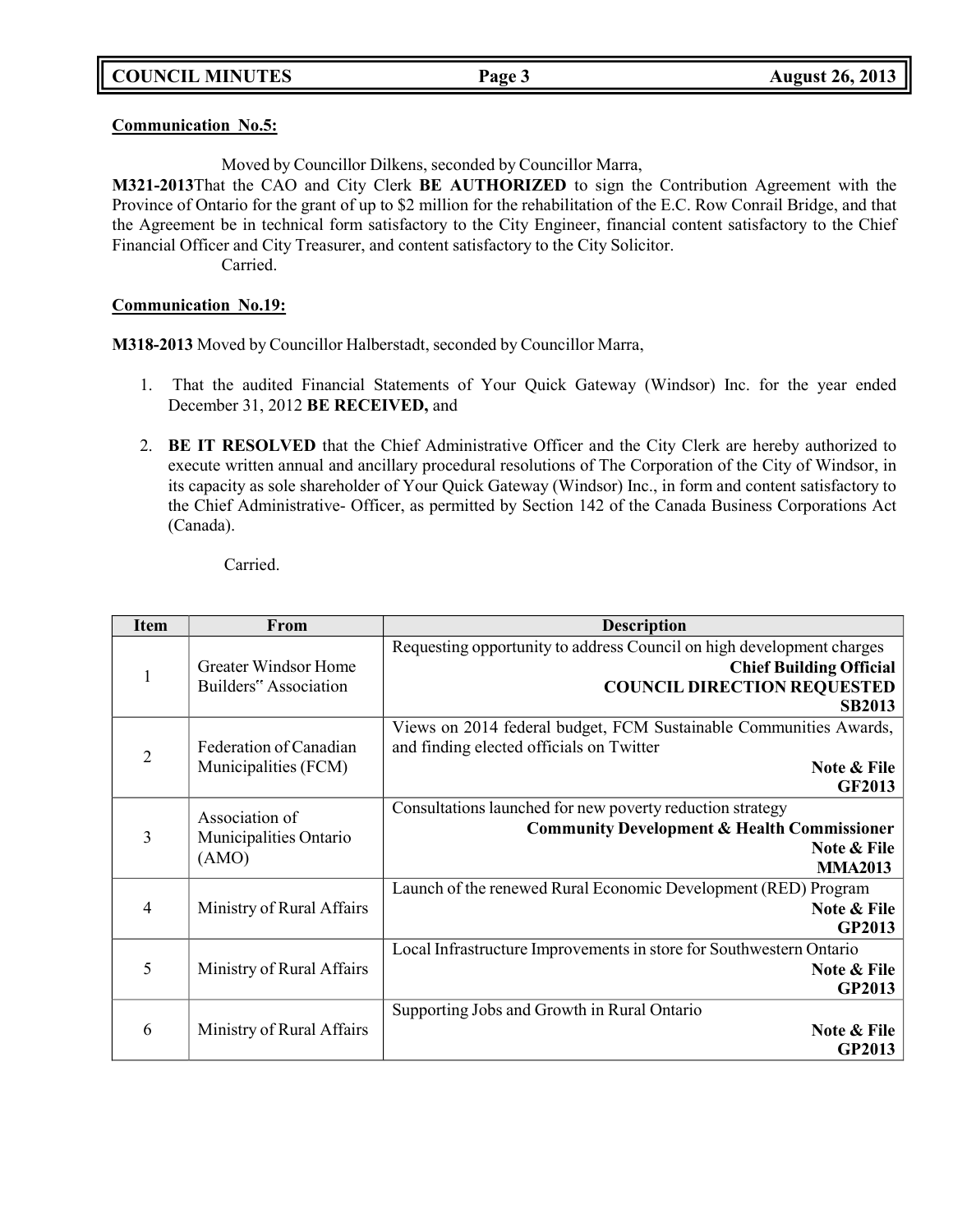**Communication No.5:**

Moved by Councillor Dilkens, seconded by Councillor Marra,

**M321-2013**That the CAO and City Clerk **BE AUTHORIZED** to sign the Contribution Agreement with the Province of Ontario for the grant of up to $2 million for the rehabilitation of the E.C. Row Conrail Bridge, and that the Agreement be in technical form satisfactory to the City Engineer, financial content satisfactory to the Chief Financial Officer and City Treasurer, and content satisfactory to the City Solicitor.

Carried.

**Communication No.19:**

**M318-2013** Moved by Councillor Halberstadt, seconded by Councillor Marra,

1. That the audited Financial Statements of Your Quick Gateway (Windsor) Inc. for the year ended December 31, 2012 **BE RECEIVED,** and

2. **BE IT RESOLVED** that the Chief Administrative Officer and the City Clerk are hereby authorized to execute written annual and ancillary procedural resolutions of The Corporation of the City of Windsor, in its capacity as sole shareholder of Your Quick Gateway (Windsor) Inc., in form and content satisfactory to the Chief Administrative- Officer, as permitted by Section 142 of the Canada Business Corporations Act (Canada).

Carried.

| Item | From | Description |
|---|---|---|
| 1 | Greater Windsor Home Builders" Association | Requesting opportunity to address Council on high development charges<br>**Chief Building Official**<br>**COUNCIL DIRECTION REQUESTED**<br>**SB2013** |
| 2 | Federation of Canadian Municipalities (FCM) | Views on 2014 federal budget, FCM Sustainable Communities Awards, and finding elected officials on Twitter<br>**Note & File**<br>**GF2013** |
| 3 | Association of Municipalities Ontario (AMO) | Consultations launched for new poverty reduction strategy<br>**Community Development & Health Commissioner**<br>**Note & File**<br>**MMA2013** |
| 4 | Ministry of Rural Affairs | Launch of the renewed Rural Economic Development (RED) Program<br>**Note & File**<br>**GP2013** |
| 5 | Ministry of Rural Affairs | Local Infrastructure Improvements in store for Southwestern Ontario<br>**Note & File**<br>**GP2013** |
| 6 | Ministry of Rural Affairs | Supporting Jobs and Growth in Rural Ontario<br>**Note & File**<br>**GP2013** |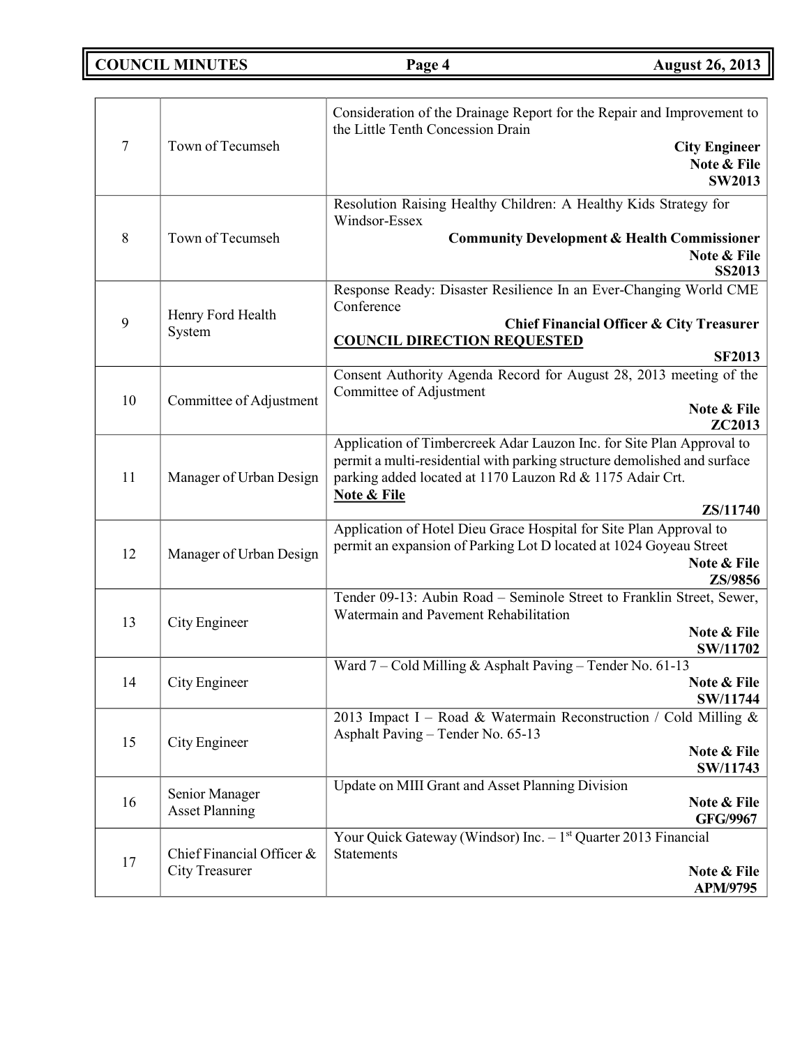| | | |
|---|---|---|
| 7 | Town of Tecumseh | Consideration of the Drainage Report for the Repair and Improvement to the Little Tenth Concession Drain<br>**City Engineer**<br>**Note & File**<br>**SW2013** |
| 8 | Town of Tecumseh | Resolution Raising Healthy Children: A Healthy Kids Strategy for Windsor-Essex<br>**Community Development & Health Commissioner**<br>**Note & File**<br>**SS2013** |
| 9 | Henry Ford Health System | Response Ready: Disaster Resilience In an Ever-Changing World CME Conference<br>**Chief Financial Officer & City Treasurer**<br>**<u>COUNCIL DIRECTION REQUESTED</u>**<br>**SF2013** |
| 10 | Committee of Adjustment | Consent Authority Agenda Record for August 28, 2013 meeting of the Committee of Adjustment<br>**Note & File**<br>**ZC2013** |
| 11 | Manager of Urban Design | Application of Timbercreek Adar Lauzon Inc. for Site Plan Approval to permit a multi-residential with parking structure demolished and surface parking added located at 1170 Lauzon Rd & 1175 Adair Crt.<br>**<u>Note & File</u>**<br>**ZS/11740** |
| 12 | Manager of Urban Design | Application of Hotel Dieu Grace Hospital for Site Plan Approval to permit an expansion of Parking Lot D located at 1024 Goyeau Street<br>**Note & File**<br>**ZS/9856** |
| 13 | City Engineer | Tender 09-13: Aubin Road – Seminole Street to Franklin Street, Sewer, Watermain and Pavement Rehabilitation<br>**Note & File**<br>**SW/11702** |
| 14 | City Engineer | Ward 7 – Cold Milling & Asphalt Paving – Tender No. 61-13<br>**Note & File**<br>**SW/11744** |
| 15 | City Engineer | 2013 Impact I – Road & Watermain Reconstruction / Cold Milling & Asphalt Paving – Tender No. 65-13<br>**Note & File**<br>**SW/11743** |
| 16 | Senior Manager Asset Planning | Update on MIII Grant and Asset Planning Division<br>**Note & File**<br>**GFG/9967** |
| 17 | Chief Financial Officer & City Treasurer | Your Quick Gateway (Windsor) Inc. – 1st Quarter 2013 Financial Statements<br>**Note & File**<br>**APM/9795** |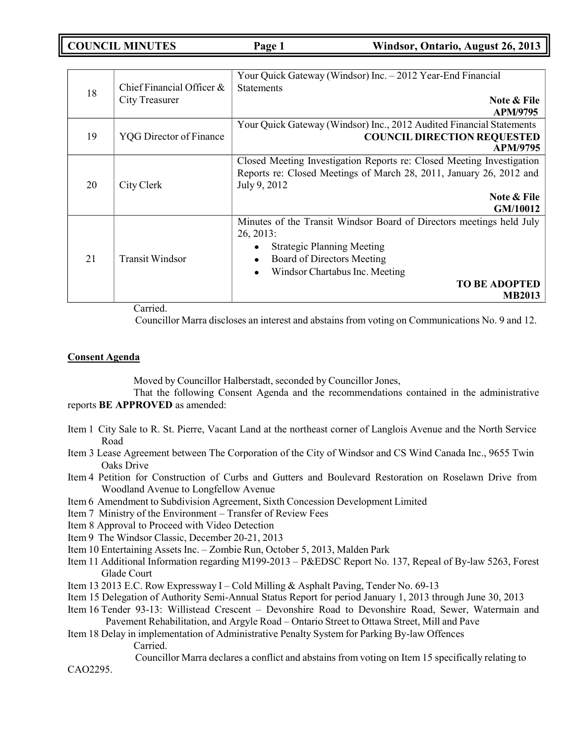| 18 | Chief Financial Officer & City Treasurer | Your Quick Gateway (Windsor) Inc. – 2012 Year-End Financial Statements **Note & File APM/9795** |
|---|---|---|
| 19 | YQG Director of Finance | Your Quick Gateway (Windsor) Inc., 2012 Audited Financial Statements **COUNCIL DIRECTION REQUESTED APM/9795** |
| 20 | City Clerk | Closed Meeting Investigation Reports re: Closed Meeting Investigation Reports re: Closed Meetings of March 28, 2011, January 26, 2012 and July 9, 2012 **Note & File GM/10012** |
| 21 | Transit Windsor | Minutes of the Transit Windsor Board of Directors meetings held July 26, 2013: <br>• Strategic Planning Meeting <br>• Board of Directors Meeting <br>• Windsor Chartabus Inc. Meeting <br>**TO BE ADOPTED MB2013** |

Carried.

Councillor Marra discloses an interest and abstains from voting on Communications No. 9 and 12.

**Consent Agenda**

Moved by Councillor Halberstadt, seconded by Councillor Jones,

That the following Consent Agenda and the recommendations contained in the administrative reports **BE APPROVED** as amended:

Item 1 City Sale to R. St. Pierre, Vacant Land at the northeast corner of Langlois Avenue and the North Service Road

Item 3 Lease Agreement between The Corporation of the City of Windsor and CS Wind Canada Inc., 9655 Twin Oaks Drive

Item 4 Petition for Construction of Curbs and Gutters and Boulevard Restoration on Roselawn Drive from Woodland Avenue to Longfellow Avenue

Item 6 Amendment to Subdivision Agreement, Sixth Concession Development Limited

Item 7 Ministry of the Environment – Transfer of Review Fees

Item 8 Approval to Proceed with Video Detection

Item 9 The Windsor Classic, December 20-21, 2013

Item 10 Entertaining Assets Inc. – Zombie Run, October 5, 2013, Malden Park

Item 11 Additional Information regarding M199-2013 – P&EDSC Report No. 137, Repeal of By-law 5263, Forest Glade Court

Item 13 2013 E.C. Row Expressway I – Cold Milling & Asphalt Paving, Tender No. 69-13

Item 15 Delegation of Authority Semi-Annual Status Report for period January 1, 2013 through June 30, 2013

Item 16 Tender 93-13: Willistead Crescent – Devonshire Road to Devonshire Road, Sewer, Watermain and Pavement Rehabilitation, and Argyle Road – Ontario Street to Ottawa Street, Mill and Pave

Item 18 Delay in implementation of Administrative Penalty System for Parking By-law Offences

Carried.

Councillor Marra declares a conflict and abstains from voting on Item 15 specifically relating to CAO2295.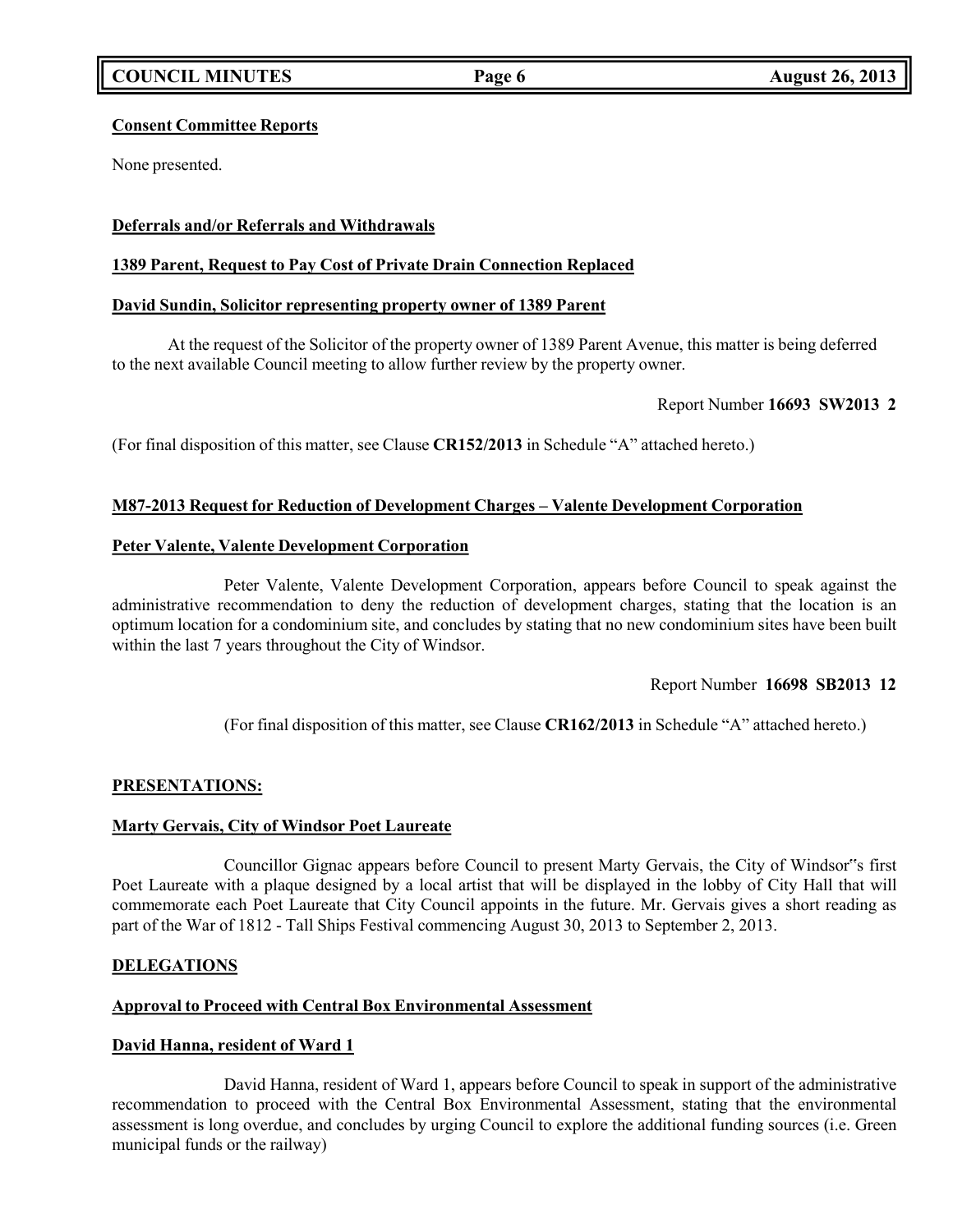**Consent Committee Reports**

None presented.

**Deferrals and/or Referrals and Withdrawals**

**1389 Parent, Request to Pay Cost of Private Drain Connection Replaced**

**David Sundin, Solicitor representing property owner of 1389 Parent**

At the request of the Solicitor of the property owner of 1389 Parent Avenue, this matter is being deferred to the next available Council meeting to allow further review by the property owner.

Report Number **16693 SW2013 2**

(For final disposition of this matter, see Clause **CR152/2013** in Schedule "A" attached hereto.)

**M87-2013 Request for Reduction of Development Charges – Valente Development Corporation**

**Peter Valente, Valente Development Corporation**

Peter Valente, Valente Development Corporation, appears before Council to speak against the administrative recommendation to deny the reduction of development charges, stating that the location is an optimum location for a condominium site, and concludes by stating that no new condominium sites have been built within the last 7 years throughout the City of Windsor.

Report Number **16698 SB2013 12**

(For final disposition of this matter, see Clause **CR162/2013** in Schedule "A" attached hereto.)

**PRESENTATIONS:**

**Marty Gervais, City of Windsor Poet Laureate**

Councillor Gignac appears before Council to present Marty Gervais, the City of Windsor"s first Poet Laureate with a plaque designed by a local artist that will be displayed in the lobby of City Hall that will commemorate each Poet Laureate that City Council appoints in the future. Mr. Gervais gives a short reading as part of the War of 1812 - Tall Ships Festival commencing August 30, 2013 to September 2, 2013.

**DELEGATIONS**

**Approval to Proceed with Central Box Environmental Assessment**

**David Hanna, resident of Ward 1**

David Hanna, resident of Ward 1, appears before Council to speak in support of the administrative recommendation to proceed with the Central Box Environmental Assessment, stating that the environmental assessment is long overdue, and concludes by urging Council to explore the additional funding sources (i.e. Green municipal funds or the railway)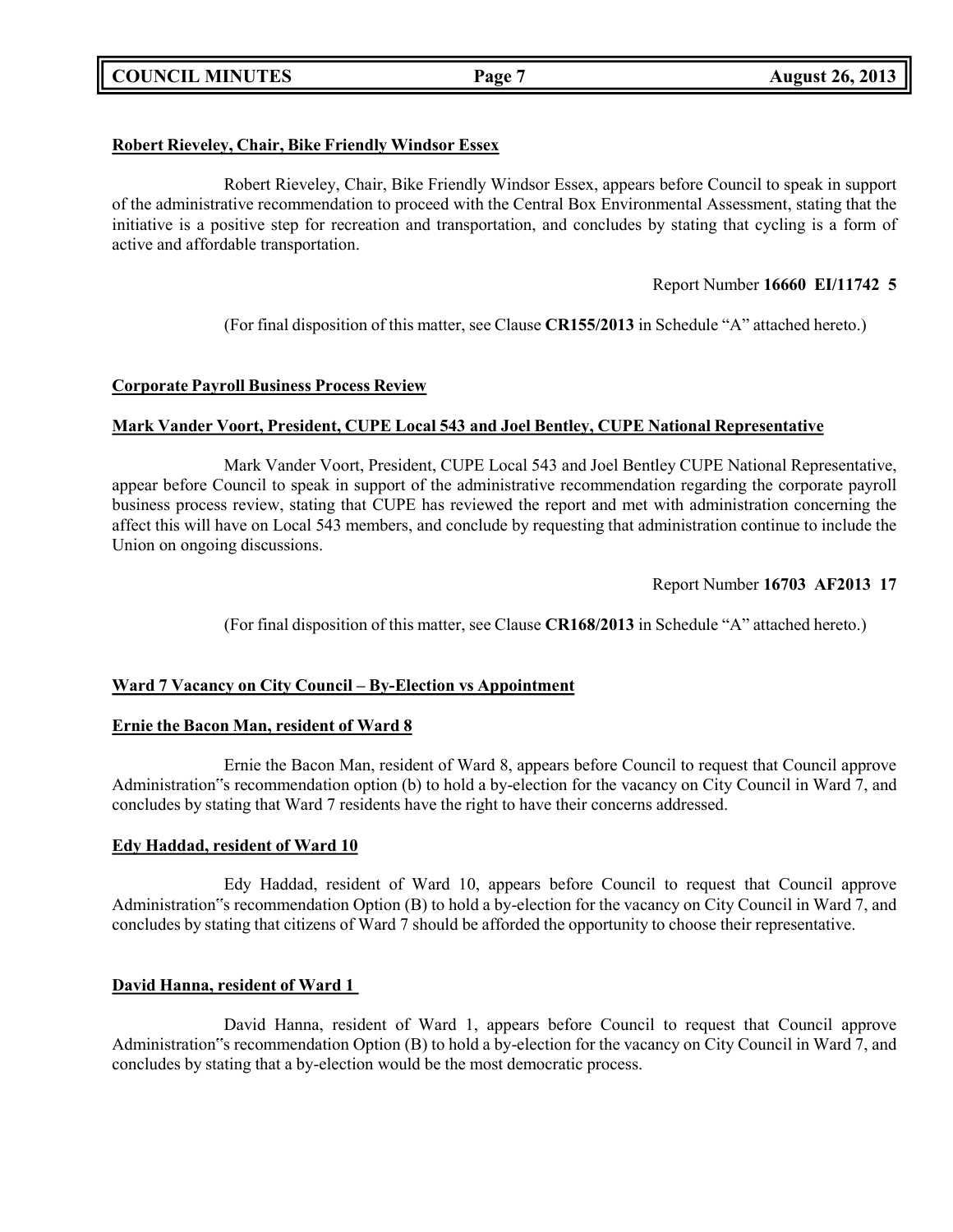**Robert Rieveley, Chair, Bike Friendly Windsor Essex**

Robert Rieveley, Chair, Bike Friendly Windsor Essex, appears before Council to speak in support of the administrative recommendation to proceed with the Central Box Environmental Assessment, stating that the initiative is a positive step for recreation and transportation, and concludes by stating that cycling is a form of active and affordable transportation.

Report Number **16660 EI/11742 5**

(For final disposition of this matter, see Clause **CR155/2013** in Schedule "A" attached hereto.)

**Corporate Payroll Business Process Review**

**Mark Vander Voort, President, CUPE Local 543 and Joel Bentley, CUPE National Representative**

Mark Vander Voort, President, CUPE Local 543 and Joel Bentley CUPE National Representative, appear before Council to speak in support of the administrative recommendation regarding the corporate payroll business process review, stating that CUPE has reviewed the report and met with administration concerning the affect this will have on Local 543 members, and conclude by requesting that administration continue to include the Union on ongoing discussions.

Report Number **16703 AF2013 17**

(For final disposition of this matter, see Clause **CR168/2013** in Schedule "A" attached hereto.)

**Ward 7 Vacancy on City Council – By-Election vs Appointment**

**Ernie the Bacon Man, resident of Ward 8**

Ernie the Bacon Man, resident of Ward 8, appears before Council to request that Council approve Administration"s recommendation option (b) to hold a by-election for the vacancy on City Council in Ward 7, and concludes by stating that Ward 7 residents have the right to have their concerns addressed.

**Edy Haddad, resident of Ward 10**

Edy Haddad, resident of Ward 10, appears before Council to request that Council approve Administration"s recommendation Option (B) to hold a by-election for the vacancy on City Council in Ward 7, and concludes by stating that citizens of Ward 7 should be afforded the opportunity to choose their representative.

**David Hanna, resident of Ward 1**

David Hanna, resident of Ward 1, appears before Council to request that Council approve Administration"s recommendation Option (B) to hold a by-election for the vacancy on City Council in Ward 7, and concludes by stating that a by-election would be the most democratic process.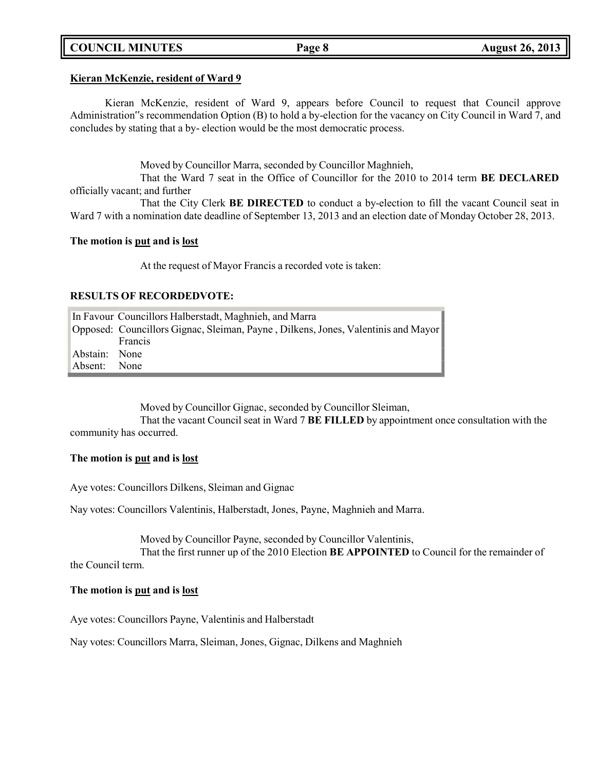**Kieran McKenzie, resident of Ward 9**

Kieran McKenzie, resident of Ward 9, appears before Council to request that Council approve Administration‟s recommendation Option (B) to hold a by-election for the vacancy on City Council in Ward 7, and concludes by stating that a by- election would be the most democratic process.

Moved by Councillor Marra, seconded by Councillor Maghnieh,

That the Ward 7 seat in the Office of Councillor for the 2010 to 2014 term **BE DECLARED** officially vacant; and further

That the City Clerk **BE DIRECTED** to conduct a by-election to fill the vacant Council seat in Ward 7 with a nomination date deadline of September 13, 2013 and an election date of Monday October 28, 2013.

**The motion is put and is lost**

At the request of Mayor Francis a recorded vote is taken:

**RESULTS OF RECORDEDVOTE:**

| | |
|---|---|
| In Favour | Councillors Halberstadt, Maghnieh, and Marra |
| Opposed: | Councillors Gignac, Sleiman, Payne , Dilkens, Jones, Valentinis and Mayor Francis |
| Abstain: | None |
| Absent: | None |

Moved by Councillor Gignac, seconded by Councillor Sleiman,

That the vacant Council seat in Ward 7 **BE FILLED** by appointment once consultation with the community has occurred.

**The motion is put and is lost**

Aye votes: Councillors Dilkens, Sleiman and Gignac

Nay votes: Councillors Valentinis, Halberstadt, Jones, Payne, Maghnieh and Marra.

Moved by Councillor Payne, seconded by Councillor Valentinis,

That the first runner up of the 2010 Election **BE APPOINTED** to Council for the remainder of the Council term.

**The motion is put and is lost**

Aye votes: Councillors Payne, Valentinis and Halberstadt

Nay votes: Councillors Marra, Sleiman, Jones, Gignac, Dilkens and Maghnieh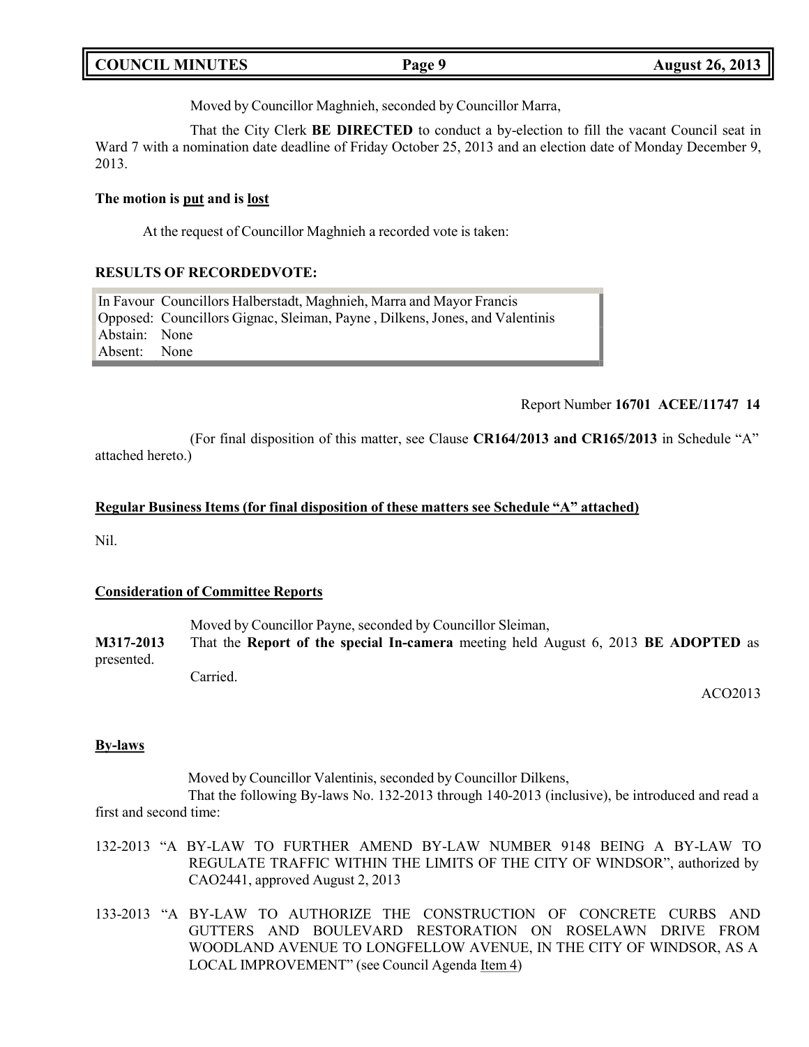Moved by Councillor Maghnieh, seconded by Councillor Marra,

That the City Clerk **BE DIRECTED** to conduct a by-election to fill the vacant Council seat in Ward 7 with a nomination date deadline of Friday October 25, 2013 and an election date of Monday December 9, 2013.

**The motion is put and is lost**

At the request of Councillor Maghnieh a recorded vote is taken:

**RESULTS OF RECORDEDVOTE:**

| | |
|---|---|
| In Favour | Councillors Halberstadt, Maghnieh, Marra and Mayor Francis |
| Opposed: | Councillors Gignac, Sleiman, Payne , Dilkens, Jones, and Valentinis |
| Abstain: | None |
| Absent: | None |

Report Number **16701 ACEE/11747 14**

(For final disposition of this matter, see Clause **CR164/2013 and CR165/2013** in Schedule "A" attached hereto.)

**Regular Business Items (for final disposition of these matters see Schedule "A" attached)**

Nil.

**Consideration of Committee Reports**

Moved by Councillor Payne, seconded by Councillor Sleiman,

**M317-2013** That the **Report of the special In-camera** meeting held August 6, 2013 **BE ADOPTED** as presented.

Carried.

ACO2013

**By-laws**

Moved by Councillor Valentinis, seconded by Councillor Dilkens,

That the following By-laws No. 132-2013 through 140-2013 (inclusive), be introduced and read a first and second time:

132-2013 "A BY-LAW TO FURTHER AMEND BY-LAW NUMBER 9148 BEING A BY-LAW TO REGULATE TRAFFIC WITHIN THE LIMITS OF THE CITY OF WINDSOR", authorized by CAO2441, approved August 2, 2013

133-2013 "A BY-LAW TO AUTHORIZE THE CONSTRUCTION OF CONCRETE CURBS AND GUTTERS AND BOULEVARD RESTORATION ON ROSELAWN DRIVE FROM WOODLAND AVENUE TO LONGFELLOW AVENUE, IN THE CITY OF WINDSOR, AS A LOCAL IMPROVEMENT" (see Council Agenda Item 4)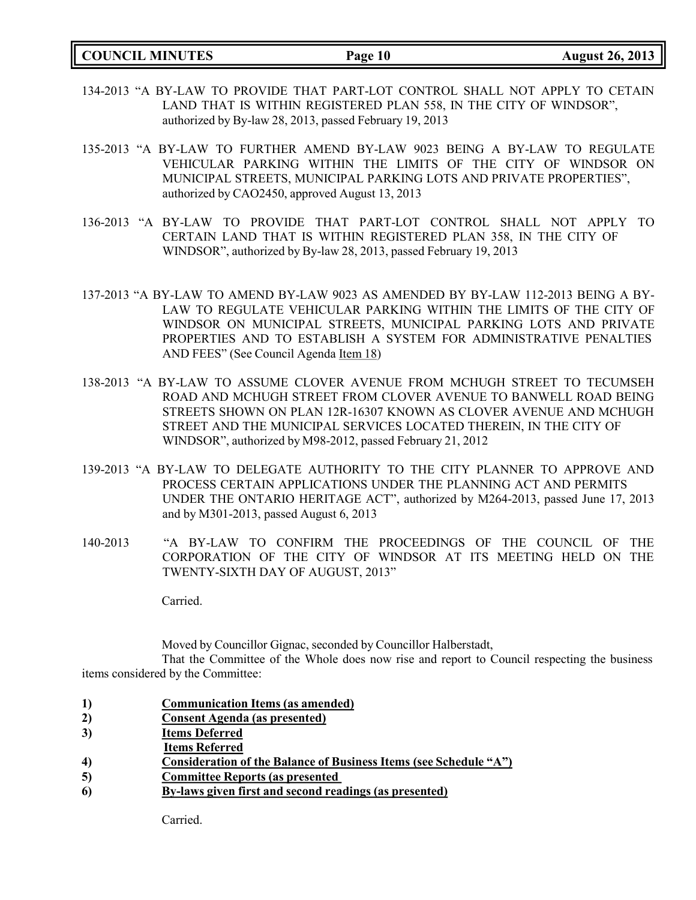134-2013 "A BY-LAW TO PROVIDE THAT PART-LOT CONTROL SHALL NOT APPLY TO CETAIN LAND THAT IS WITHIN REGISTERED PLAN 558, IN THE CITY OF WINDSOR", authorized by By-law 28, 2013, passed February 19, 2013

135-2013 "A BY-LAW TO FURTHER AMEND BY-LAW 9023 BEING A BY-LAW TO REGULATE VEHICULAR PARKING WITHIN THE LIMITS OF THE CITY OF WINDSOR ON MUNICIPAL STREETS, MUNICIPAL PARKING LOTS AND PRIVATE PROPERTIES", authorized by CAO2450, approved August 13, 2013

136-2013 "A BY-LAW TO PROVIDE THAT PART-LOT CONTROL SHALL NOT APPLY TO CERTAIN LAND THAT IS WITHIN REGISTERED PLAN 358, IN THE CITY OF WINDSOR", authorized by By-law 28, 2013, passed February 19, 2013

137-2013 "A BY-LAW TO AMEND BY-LAW 9023 AS AMENDED BY BY-LAW 112-2013 BEING A BY-LAW TO REGULATE VEHICULAR PARKING WITHIN THE LIMITS OF THE CITY OF WINDSOR ON MUNICIPAL STREETS, MUNICIPAL PARKING LOTS AND PRIVATE PROPERTIES AND TO ESTABLISH A SYSTEM FOR ADMINISTRATIVE PENALTIES AND FEES" (See Council Agenda Item 18)

138-2013 "A BY-LAW TO ASSUME CLOVER AVENUE FROM MCHUGH STREET TO TECUMSEH ROAD AND MCHUGH STREET FROM CLOVER AVENUE TO BANWELL ROAD BEING STREETS SHOWN ON PLAN 12R-16307 KNOWN AS CLOVER AVENUE AND MCHUGH STREET AND THE MUNICIPAL SERVICES LOCATED THEREIN, IN THE CITY OF WINDSOR", authorized by M98-2012, passed February 21, 2012

139-2013 "A BY-LAW TO DELEGATE AUTHORITY TO THE CITY PLANNER TO APPROVE AND PROCESS CERTAIN APPLICATIONS UNDER THE PLANNING ACT AND PERMITS UNDER THE ONTARIO HERITAGE ACT", authorized by M264-2013, passed June 17, 2013 and by M301-2013, passed August 6, 2013

140-2013 "A BY-LAW TO CONFIRM THE PROCEEDINGS OF THE COUNCIL OF THE CORPORATION OF THE CITY OF WINDSOR AT ITS MEETING HELD ON THE TWENTY-SIXTH DAY OF AUGUST, 2013"

Carried.

Moved by Councillor Gignac, seconded by Councillor Halberstadt,

That the Committee of the Whole does now rise and report to Council respecting the business items considered by the Committee:

**1) Communication Items (as amended)**
**2) Consent Agenda (as presented)**
**3) Items Deferred**
**Items Referred**
**4) Consideration of the Balance of Business Items (see Schedule "A")**
**5) Committee Reports (as presented**
**6) By-laws given first and second readings (as presented)**

Carried.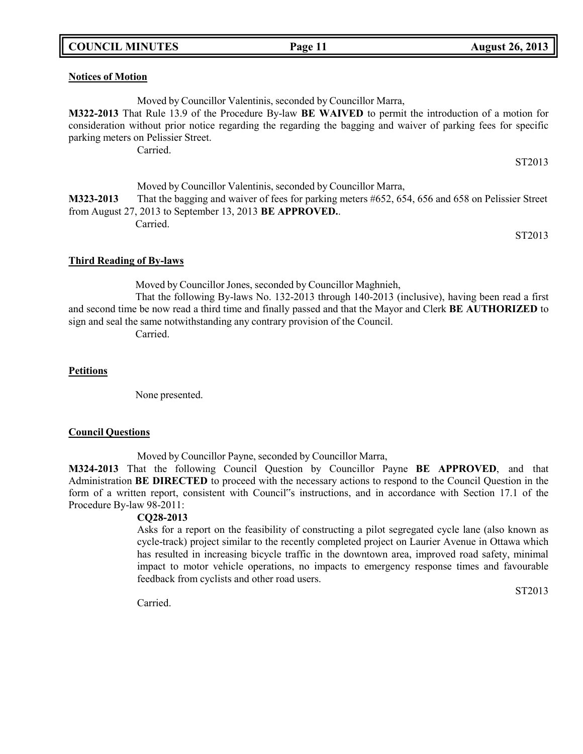**Notices of Motion**

Moved by Councillor Valentinis, seconded by Councillor Marra,

**M322-2013** That Rule 13.9 of the Procedure By-law **BE WAIVED** to permit the introduction of a motion for consideration without prior notice regarding the regarding the bagging and waiver of parking fees for specific parking meters on Pelissier Street.

Carried.

ST2013

Moved by Councillor Valentinis, seconded by Councillor Marra,

**M323-2013** That the bagging and waiver of fees for parking meters #652, 654, 656 and 658 on Pelissier Street from August 27, 2013 to September 13, 2013 **BE APPROVED.**.

Carried.

ST2013

**Third Reading of By-laws**

Moved by Councillor Jones, seconded by Councillor Maghnieh,

That the following By-laws No. 132-2013 through 140-2013 (inclusive), having been read a first and second time be now read a third time and finally passed and that the Mayor and Clerk **BE AUTHORIZED** to sign and seal the same notwithstanding any contrary provision of the Council.

Carried.

**Petitions**

None presented.

**Council Questions**

Moved by Councillor Payne, seconded by Councillor Marra,

**M324-2013** That the following Council Question by Councillor Payne **BE APPROVED**, and that Administration **BE DIRECTED** to proceed with the necessary actions to respond to the Council Question in the form of a written report, consistent with Council"s instructions, and in accordance with Section 17.1 of the Procedure By-law 98-2011:

**CQ28-2013**

Asks for a report on the feasibility of constructing a pilot segregated cycle lane (also known as cycle-track) project similar to the recently completed project on Laurier Avenue in Ottawa which has resulted in increasing bicycle traffic in the downtown area, improved road safety, minimal impact to motor vehicle operations, no impacts to emergency response times and favourable feedback from cyclists and other road users.

ST2013

Carried.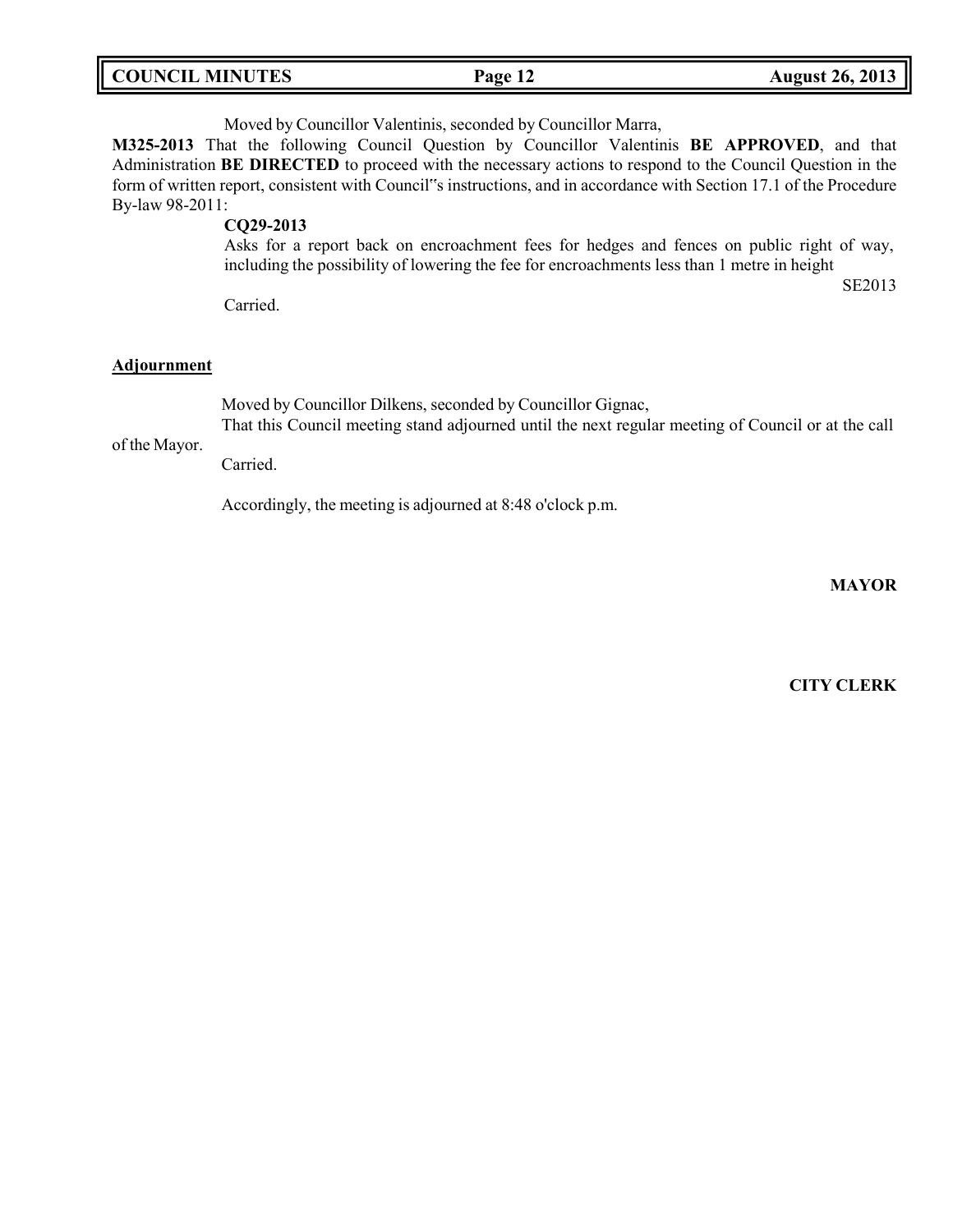Moved by Councillor Valentinis, seconded by Councillor Marra,

**M325-2013** That the following Council Question by Councillor Valentinis **BE APPROVED**, and that Administration **BE DIRECTED** to proceed with the necessary actions to respond to the Council Question in the form of written report, consistent with Council"s instructions, and in accordance with Section 17.1 of the Procedure By-law 98-2011:

**CQ29-2013**

Asks for a report back on encroachment fees for hedges and fences on public right of way, including the possibility of lowering the fee for encroachments less than 1 metre in height

SE2013

Carried.

## Adjournment

Moved by Councillor Dilkens, seconded by Councillor Gignac,

That this Council meeting stand adjourned until the next regular meeting of Council or at the call of the Mayor.

Carried.

Accordingly, the meeting is adjourned at 8:48 o'clock p.m.

**MAYOR**

**CITY CLERK**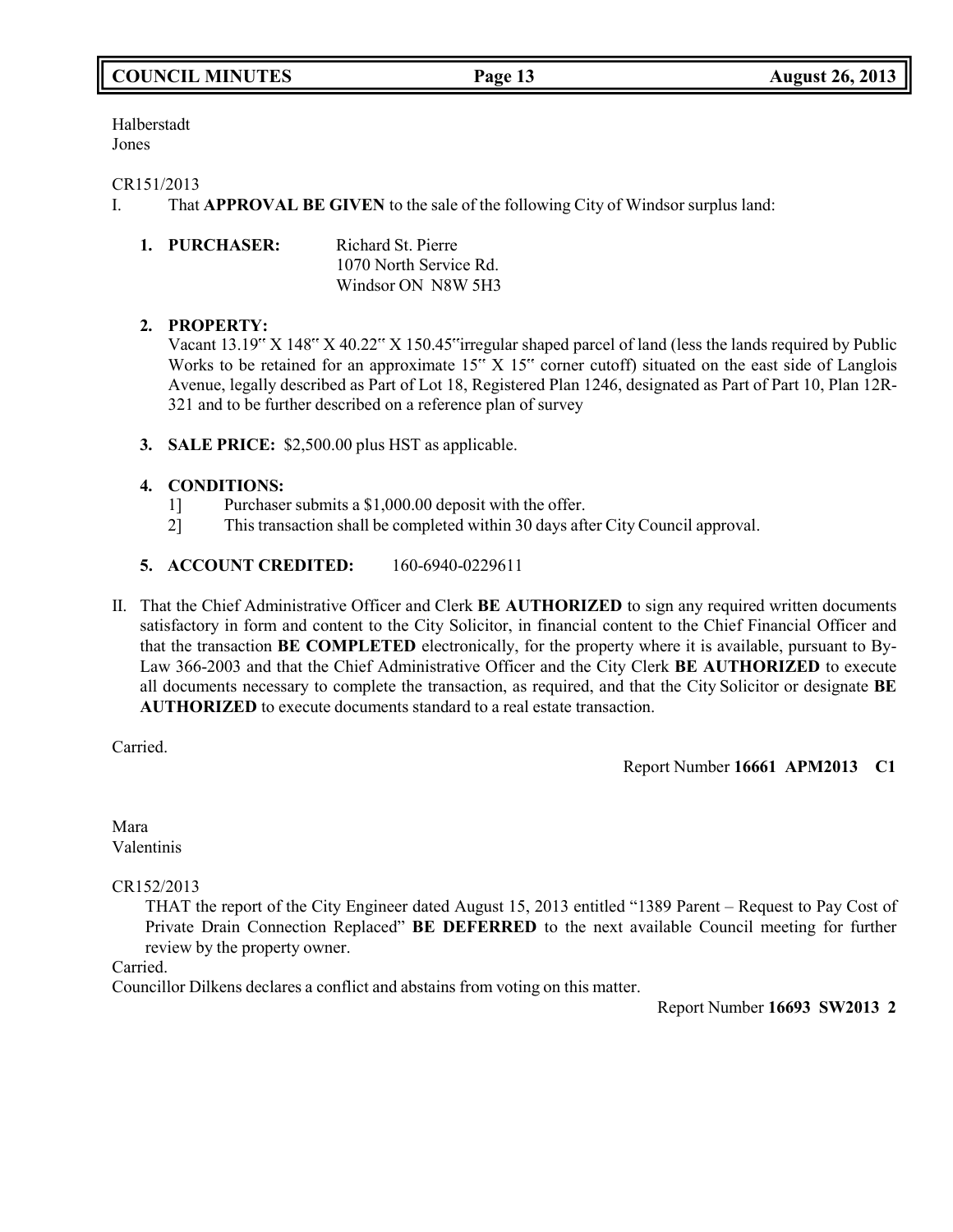Halberstadt
Jones

CR151/2013

I. That **APPROVAL BE GIVEN** to the sale of the following City of Windsor surplus land:

1. **PURCHASER:** Richard St. Pierre
   1070 North Service Rd.
   Windsor ON N8W 5H3

2. **PROPERTY:**
   Vacant 13.19‟ X 148‟ X 40.22‟ X 150.45‟irregular shaped parcel of land (less the lands required by Public Works to be retained for an approximate 15‟ X 15‟ corner cutoff) situated on the east side of Langlois Avenue, legally described as Part of Lot 18, Registered Plan 1246, designated as Part of Part 10, Plan 12R-321 and to be further described on a reference plan of survey

3. **SALE PRICE:** $2,500.00 plus HST as applicable.

4. **CONDITIONS:**
   1] Purchaser submits a $1,000.00 deposit with the offer.
   2] This transaction shall be completed within 30 days after City Council approval.

5. **ACCOUNT CREDITED:** 160-6940-0229611

II. That the Chief Administrative Officer and Clerk **BE AUTHORIZED** to sign any required written documents satisfactory in form and content to the City Solicitor, in financial content to the Chief Financial Officer and that the transaction **BE COMPLETED** electronically, for the property where it is available, pursuant to By-Law 366-2003 and that the Chief Administrative Officer and the City Clerk **BE AUTHORIZED** to execute all documents necessary to complete the transaction, as required, and that the City Solicitor or designate **BE AUTHORIZED** to execute documents standard to a real estate transaction.

Carried.

Report Number **16661 APM2013 C1**

Mara
Valentinis

CR152/2013

THAT the report of the City Engineer dated August 15, 2013 entitled "1389 Parent – Request to Pay Cost of Private Drain Connection Replaced" **BE DEFERRED** to the next available Council meeting for further review by the property owner.

Carried.

Councillor Dilkens declares a conflict and abstains from voting on this matter.

Report Number **16693 SW2013 2**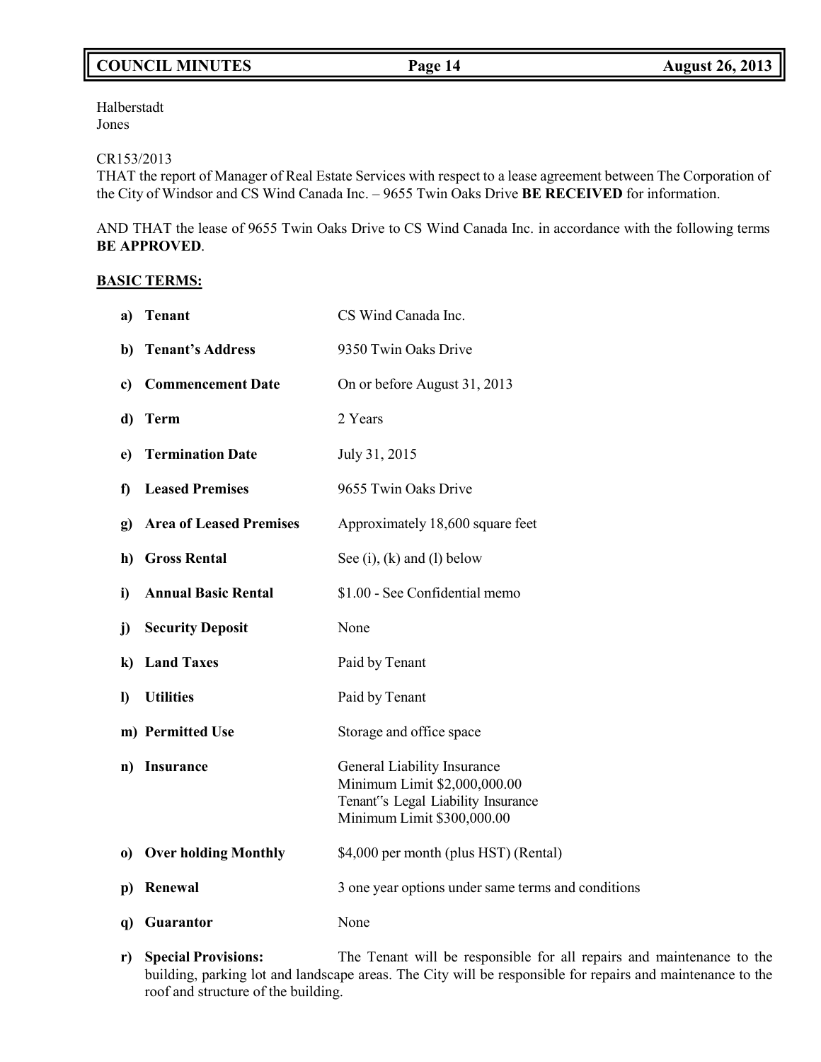Halberstadt
Jones

CR153/2013
THAT the report of Manager of Real Estate Services with respect to a lease agreement between The Corporation of the City of Windsor and CS Wind Canada Inc. – 9655 Twin Oaks Drive **BE RECEIVED** for information.

AND THAT the lease of 9655 Twin Oaks Drive to CS Wind Canada Inc. in accordance with the following terms **BE APPROVED**.

**BASIC TERMS:**

| | | |
|---|---|---|
| **a)** | **Tenant** | CS Wind Canada Inc. |
| **b)** | **Tenant's Address** | 9350 Twin Oaks Drive |
| **c)** | **Commencement Date** | On or before August 31, 2013 |
| **d)** | **Term** | 2 Years |
| **e)** | **Termination Date** | July 31, 2015 |
| **f)** | **Leased Premises** | 9655 Twin Oaks Drive |
| **g)** | **Area of Leased Premises** | Approximately 18,600 square feet |
| **h)** | **Gross Rental** | See (i), (k) and (l) below |
| **i)** | **Annual Basic Rental** | $1.00 - See Confidential memo |
| **j)** | **Security Deposit** | None |
| **k)** | **Land Taxes** | Paid by Tenant |
| **l)** | **Utilities** | Paid by Tenant |
| **m)** | **Permitted Use** | Storage and office space |
| **n)** | **Insurance** | General Liability Insurance<br>Minimum Limit $2,000,000.00<br>Tenant"s Legal Liability Insurance<br>Minimum Limit $300,000.00 |
| **o)** | **Over holding Monthly** | $4,000 per month (plus HST) (Rental) |
| **p)** | **Renewal** | 3 one year options under same terms and conditions |
| **q)** | **Guarantor** | None |

**r) Special Provisions:** The Tenant will be responsible for all repairs and maintenance to the building, parking lot and landscape areas. The City will be responsible for repairs and maintenance to the roof and structure of the building.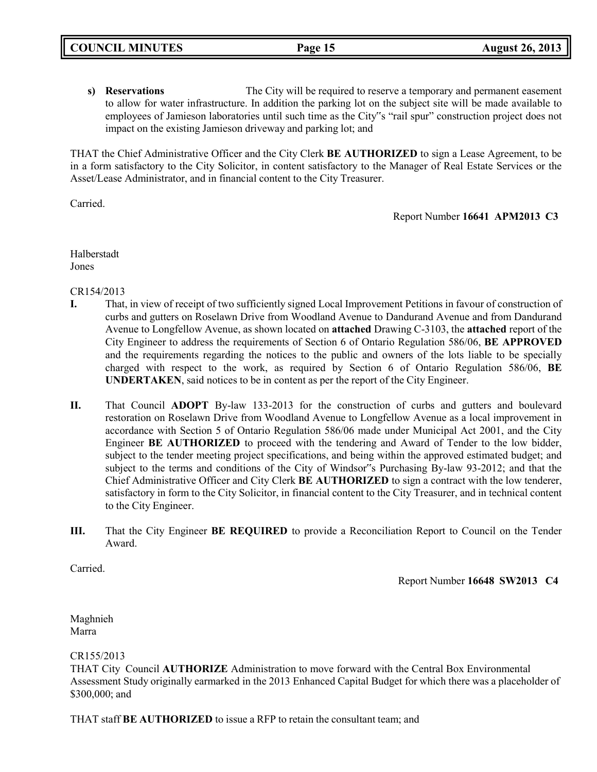**s) Reservations** The City will be required to reserve a temporary and permanent easement to allow for water infrastructure. In addition the parking lot on the subject site will be made available to employees of Jamieson laboratories until such time as the City"s "rail spur" construction project does not impact on the existing Jamieson driveway and parking lot; and

THAT the Chief Administrative Officer and the City Clerk **BE AUTHORIZED** to sign a Lease Agreement, to be in a form satisfactory to the City Solicitor, in content satisfactory to the Manager of Real Estate Services or the Asset/Lease Administrator, and in financial content to the City Treasurer.

Carried.

Report Number **16641 APM2013 C3**

Halberstadt
Jones

CR154/2013

**I.** That, in view of receipt of two sufficiently signed Local Improvement Petitions in favour of construction of curbs and gutters on Roselawn Drive from Woodland Avenue to Dandurand Avenue and from Dandurand Avenue to Longfellow Avenue, as shown located on **attached** Drawing C-3103, the **attached** report of the City Engineer to address the requirements of Section 6 of Ontario Regulation 586/06, **BE APPROVED** and the requirements regarding the notices to the public and owners of the lots liable to be specially charged with respect to the work, as required by Section 6 of Ontario Regulation 586/06, **BE UNDERTAKEN**, said notices to be in content as per the report of the City Engineer.

**II.** That Council **ADOPT** By-law 133-2013 for the construction of curbs and gutters and boulevard restoration on Roselawn Drive from Woodland Avenue to Longfellow Avenue as a local improvement in accordance with Section 5 of Ontario Regulation 586/06 made under Municipal Act 2001, and the City Engineer **BE AUTHORIZED** to proceed with the tendering and Award of Tender to the low bidder, subject to the tender meeting project specifications, and being within the approved estimated budget; and subject to the terms and conditions of the City of Windsor"s Purchasing By-law 93-2012; and that the Chief Administrative Officer and City Clerk **BE AUTHORIZED** to sign a contract with the low tenderer, satisfactory in form to the City Solicitor, in financial content to the City Treasurer, and in technical content to the City Engineer.

**III.** That the City Engineer **BE REQUIRED** to provide a Reconciliation Report to Council on the Tender Award.

Carried.

Report Number **16648 SW2013 C4**

Maghnieh
Marra

CR155/2013

THAT City Council **AUTHORIZE** Administration to move forward with the Central Box Environmental Assessment Study originally earmarked in the 2013 Enhanced Capital Budget for which there was a placeholder of $300,000; and

THAT staff **BE AUTHORIZED** to issue a RFP to retain the consultant team; and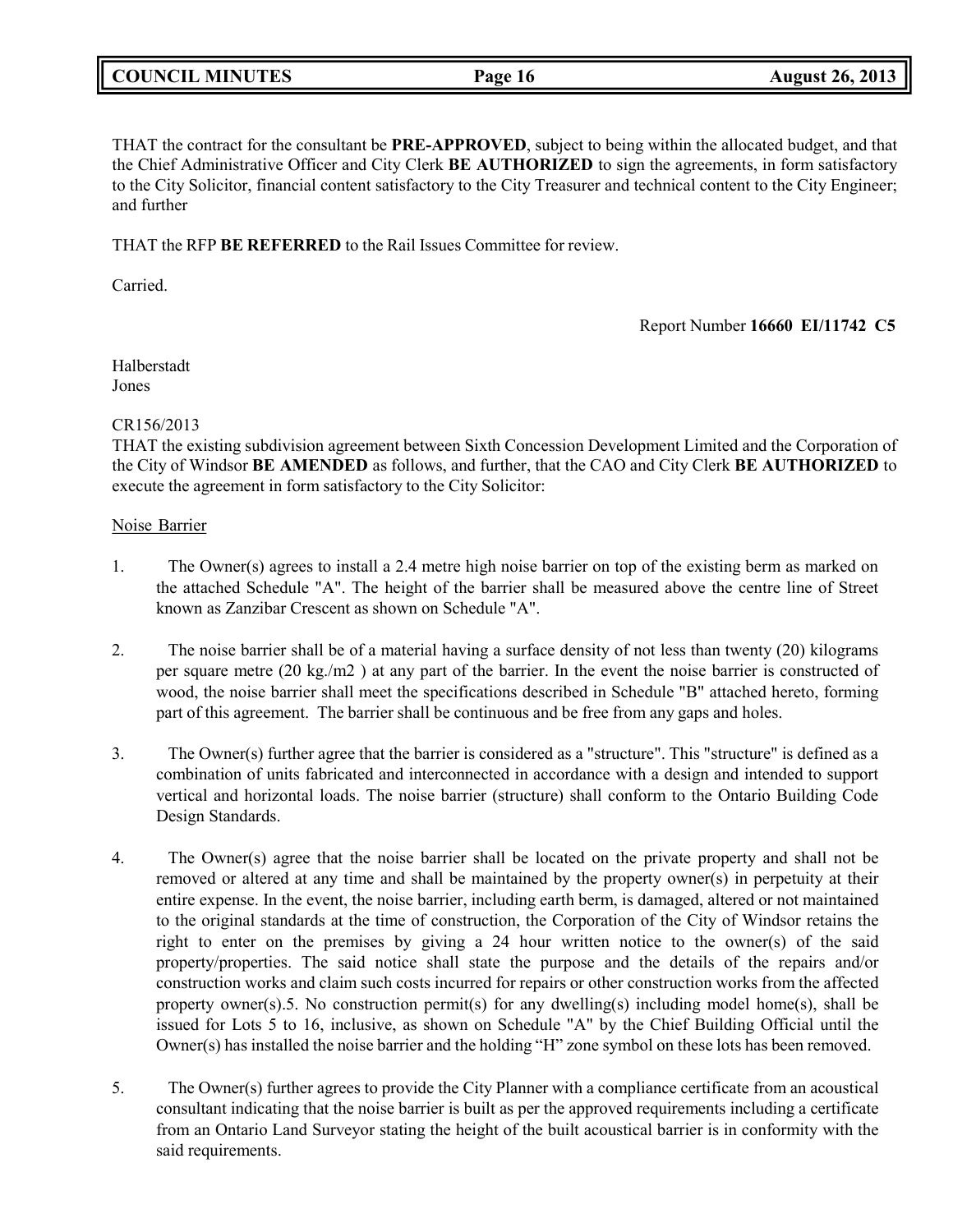THAT the contract for the consultant be **PRE-APPROVED**, subject to being within the allocated budget, and that the Chief Administrative Officer and City Clerk **BE AUTHORIZED** to sign the agreements, in form satisfactory to the City Solicitor, financial content satisfactory to the City Treasurer and technical content to the City Engineer; and further

THAT the RFP **BE REFERRED** to the Rail Issues Committee for review.

Carried.

Report Number **16660 EI/11742 C5**

Halberstadt
Jones

CR156/2013
THAT the existing subdivision agreement between Sixth Concession Development Limited and the Corporation of the City of Windsor **BE AMENDED** as follows, and further, that the CAO and City Clerk **BE AUTHORIZED** to execute the agreement in form satisfactory to the City Solicitor:

Noise Barrier

1. The Owner(s) agrees to install a 2.4 metre high noise barrier on top of the existing berm as marked on the attached Schedule "A". The height of the barrier shall be measured above the centre line of Street known as Zanzibar Crescent as shown on Schedule "A".

2. The noise barrier shall be of a material having a surface density of not less than twenty (20) kilograms per square metre (20 kg./m2 ) at any part of the barrier. In the event the noise barrier is constructed of wood, the noise barrier shall meet the specifications described in Schedule "B" attached hereto, forming part of this agreement. The barrier shall be continuous and be free from any gaps and holes.

3. The Owner(s) further agree that the barrier is considered as a "structure". This "structure" is defined as a combination of units fabricated and interconnected in accordance with a design and intended to support vertical and horizontal loads. The noise barrier (structure) shall conform to the Ontario Building Code Design Standards.

4. The Owner(s) agree that the noise barrier shall be located on the private property and shall not be removed or altered at any time and shall be maintained by the property owner(s) in perpetuity at their entire expense. In the event, the noise barrier, including earth berm, is damaged, altered or not maintained to the original standards at the time of construction, the Corporation of the City of Windsor retains the right to enter on the premises by giving a 24 hour written notice to the owner(s) of the said property/properties. The said notice shall state the purpose and the details of the repairs and/or construction works and claim such costs incurred for repairs or other construction works from the affected property owner(s).5. No construction permit(s) for any dwelling(s) including model home(s), shall be issued for Lots 5 to 16, inclusive, as shown on Schedule "A" by the Chief Building Official until the Owner(s) has installed the noise barrier and the holding “H” zone symbol on these lots has been removed.

5. The Owner(s) further agrees to provide the City Planner with a compliance certificate from an acoustical consultant indicating that the noise barrier is built as per the approved requirements including a certificate from an Ontario Land Surveyor stating the height of the built acoustical barrier is in conformity with the said requirements.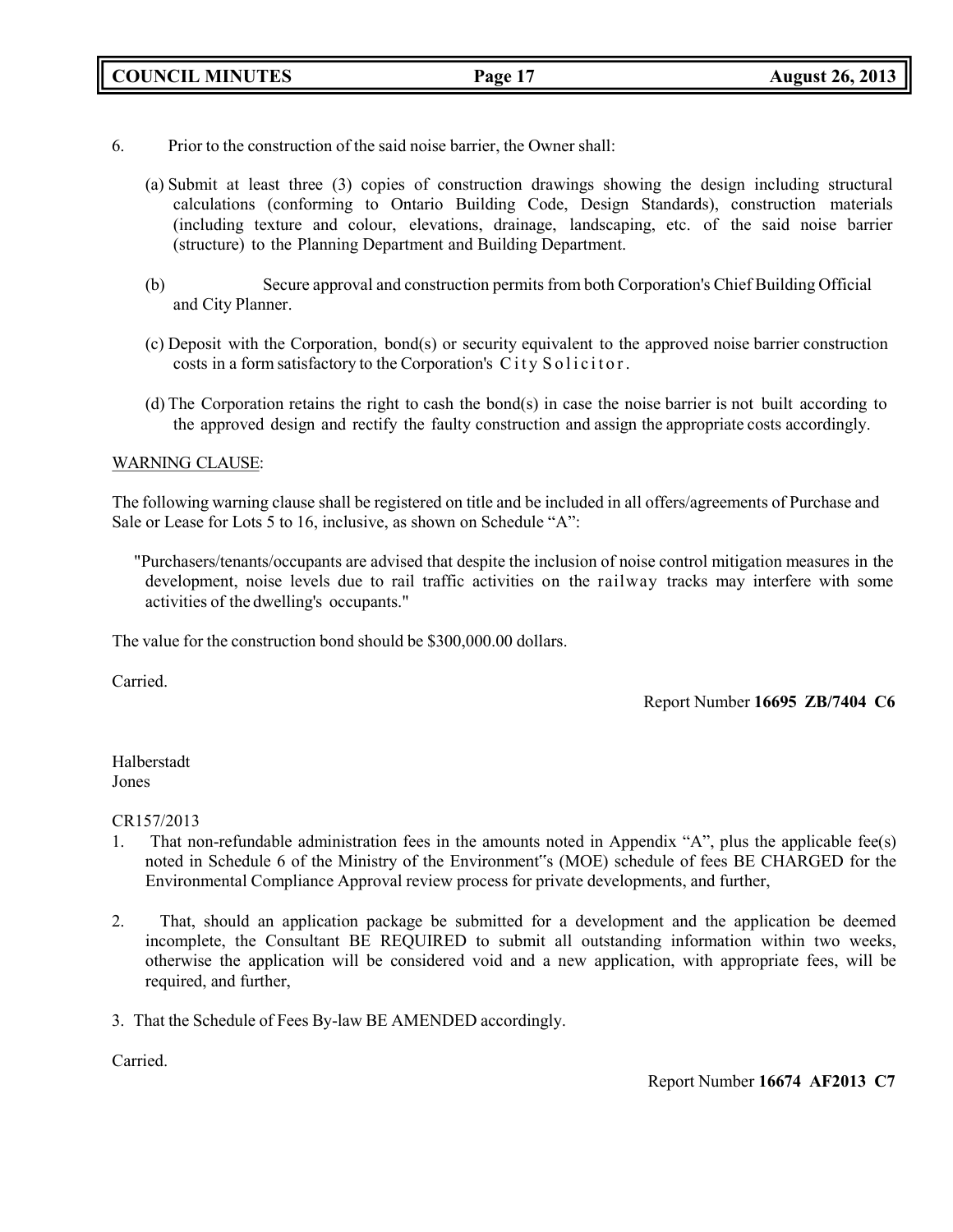6. Prior to the construction of the said noise barrier, the Owner shall:

   (a) Submit at least three (3) copies of construction drawings showing the design including structural calculations (conforming to Ontario Building Code, Design Standards), construction materials (including texture and colour, elevations, drainage, landscaping, etc. of the said noise barrier (structure) to the Planning Department and Building Department.

   (b) Secure approval and construction permits from both Corporation's Chief Building Official and City Planner.

   (c) Deposit with the Corporation, bond(s) or security equivalent to the approved noise barrier construction costs in a form satisfactory to the Corporation's City Solicitor.

   (d) The Corporation retains the right to cash the bond(s) in case the noise barrier is not built according to the approved design and rectify the faulty construction and assign the appropriate costs accordingly.

WARNING CLAUSE:

The following warning clause shall be registered on title and be included in all offers/agreements of Purchase and Sale or Lease for Lots 5 to 16, inclusive, as shown on Schedule "A":

> "Purchasers/tenants/occupants are advised that despite the inclusion of noise control mitigation measures in the development, noise levels due to rail traffic activities on the railway tracks may interfere with some activities of the dwelling's occupants."

The value for the construction bond should be $300,000.00 dollars.

Carried.

Report Number **16695 ZB/7404 C6**

Halberstadt
Jones

CR157/2013

1. That non-refundable administration fees in the amounts noted in Appendix "A", plus the applicable fee(s) noted in Schedule 6 of the Ministry of the Environment"s (MOE) schedule of fees BE CHARGED for the Environmental Compliance Approval review process for private developments, and further,

2. That, should an application package be submitted for a development and the application be deemed incomplete, the Consultant BE REQUIRED to submit all outstanding information within two weeks, otherwise the application will be considered void and a new application, with appropriate fees, will be required, and further,

3. That the Schedule of Fees By-law BE AMENDED accordingly.

Carried.

Report Number **16674 AF2013 C7**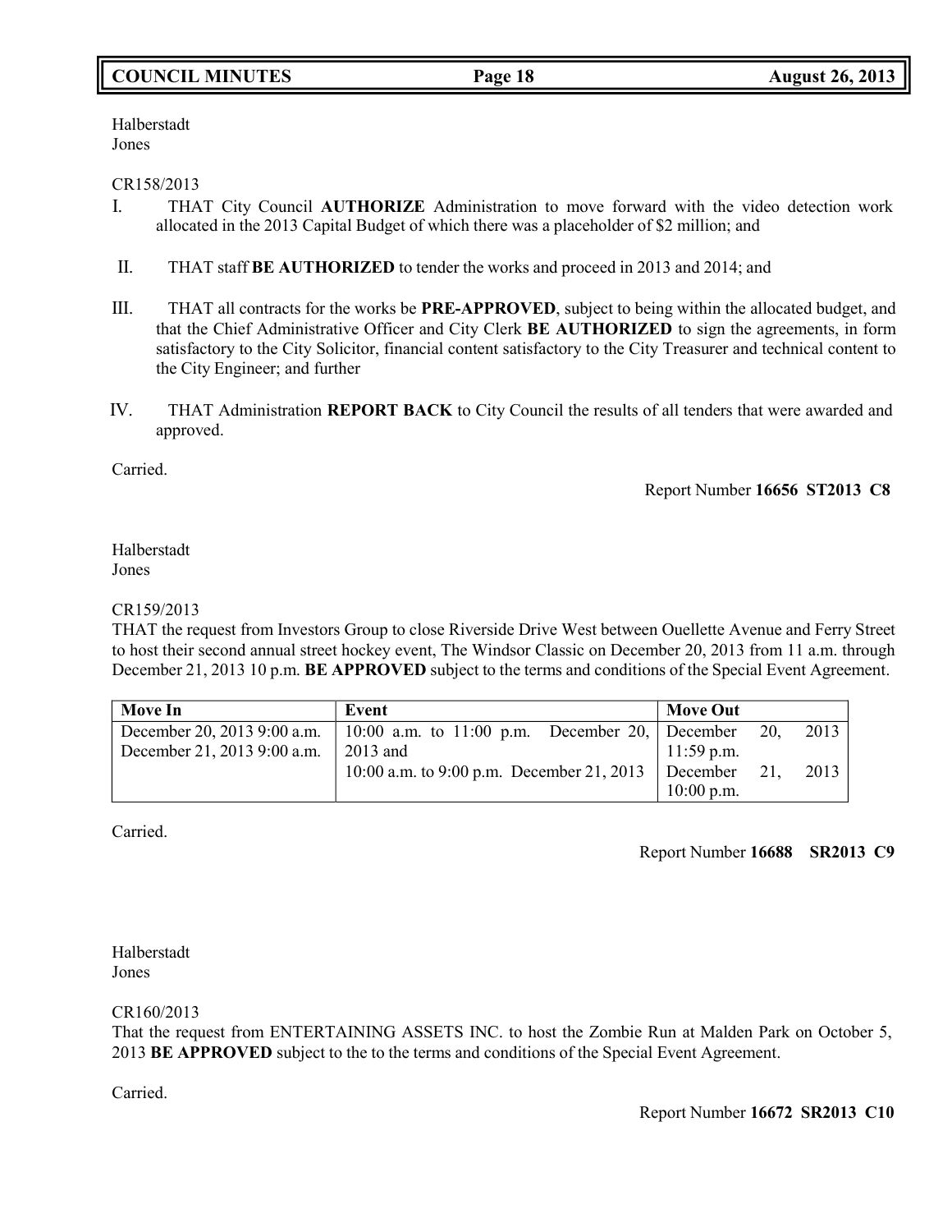Halberstadt
Jones

CR158/2013

I. THAT City Council **AUTHORIZE** Administration to move forward with the video detection work allocated in the 2013 Capital Budget of which there was a placeholder of $2 million; and

II. THAT staff **BE AUTHORIZED** to tender the works and proceed in 2013 and 2014; and

III. THAT all contracts for the works be **PRE-APPROVED**, subject to being within the allocated budget, and that the Chief Administrative Officer and City Clerk **BE AUTHORIZED** to sign the agreements, in form satisfactory to the City Solicitor, financial content satisfactory to the City Treasurer and technical content to the City Engineer; and further

IV. THAT Administration **REPORT BACK** to City Council the results of all tenders that were awarded and approved.

Carried.

Report Number **16656 ST2013 C8**

Halberstadt
Jones

CR159/2013
THAT the request from Investors Group to close Riverside Drive West between Ouellette Avenue and Ferry Street to host their second annual street hockey event, The Windsor Classic on December 20, 2013 from 11 a.m. through December 21, 2013 10 p.m. **BE APPROVED** subject to the terms and conditions of the Special Event Agreement.

| Move In | Event | Move Out |
|---|---|---|
| December 20, 2013 9:00 a.m.<br>December 21, 2013 9:00 a.m. | 10:00 a.m. to 11:00 p.m. December 20, 2013 and<br>10:00 a.m. to 9:00 p.m. December 21, 2013 | December 20, 2013 11:59 p.m.<br>December 21, 2013 10:00 p.m. |

Carried.

Report Number **16688 SR2013 C9**

Halberstadt
Jones

CR160/2013
That the request from ENTERTAINING ASSETS INC. to host the Zombie Run at Malden Park on October 5, 2013 **BE APPROVED** subject to the to the terms and conditions of the Special Event Agreement.

Carried.

Report Number **16672 SR2013 C10**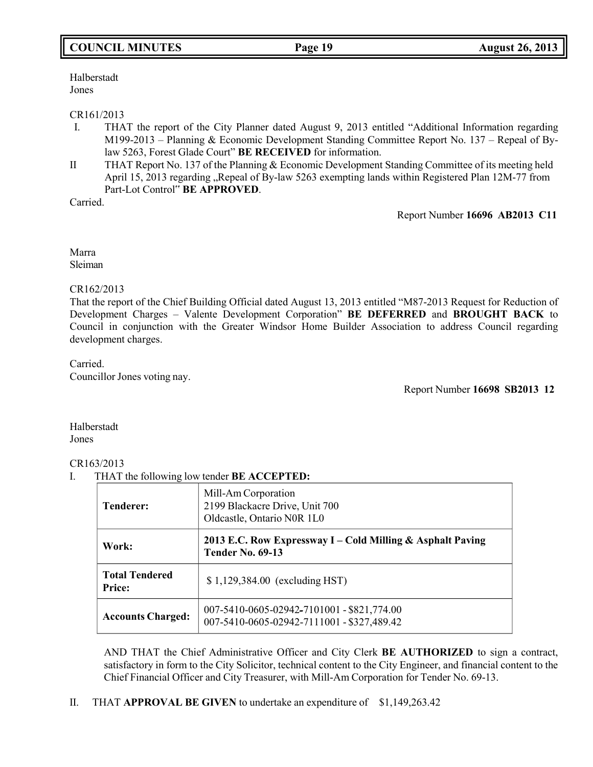Halberstadt
Jones

CR161/2013

I. THAT the report of the City Planner dated August 9, 2013 entitled "Additional Information regarding M199-2013 – Planning & Economic Development Standing Committee Report No. 137 – Repeal of By-law 5263, Forest Glade Court" **BE RECEIVED** for information.

II THAT Report No. 137 of the Planning & Economic Development Standing Committee of its meeting held April 15, 2013 regarding „Repeal of By-law 5263 exempting lands within Registered Plan 12M-77 from Part-Lot Control" **BE APPROVED**.

Carried.

Report Number **16696 AB2013 C11**

Marra
Sleiman

CR162/2013

That the report of the Chief Building Official dated August 13, 2013 entitled "M87-2013 Request for Reduction of Development Charges – Valente Development Corporation" **BE DEFERRED** and **BROUGHT BACK** to Council in conjunction with the Greater Windsor Home Builder Association to address Council regarding development charges.

Carried.
Councillor Jones voting nay.

Report Number **16698 SB2013 12**

Halberstadt
Jones

CR163/2013

I. THAT the following low tender **BE ACCEPTED:**

| | |
|---|---|
| **Tenderer:** | Mill-Am Corporation<br>2199 Blackacre Drive, Unit 700<br>Oldcastle, Ontario N0R 1L0 |
| **Work:** | **2013 E.C. Row Expressway I – Cold Milling & Asphalt Paving Tender No. 69-13** |
| **Total Tendered Price:** | $ 1,129,384.00 (excluding HST) |
| **Accounts Charged:** | 007-5410-0605-02942-7101001 - $821,774.00<br>007-5410-0605-02942-7111001 - $327,489.42 |

AND THAT the Chief Administrative Officer and City Clerk **BE AUTHORIZED** to sign a contract, satisfactory in form to the City Solicitor, technical content to the City Engineer, and financial content to the Chief Financial Officer and City Treasurer, with Mill-Am Corporation for Tender No. 69-13.

II. THAT **APPROVAL BE GIVEN** to undertake an expenditure of $1,149,263.42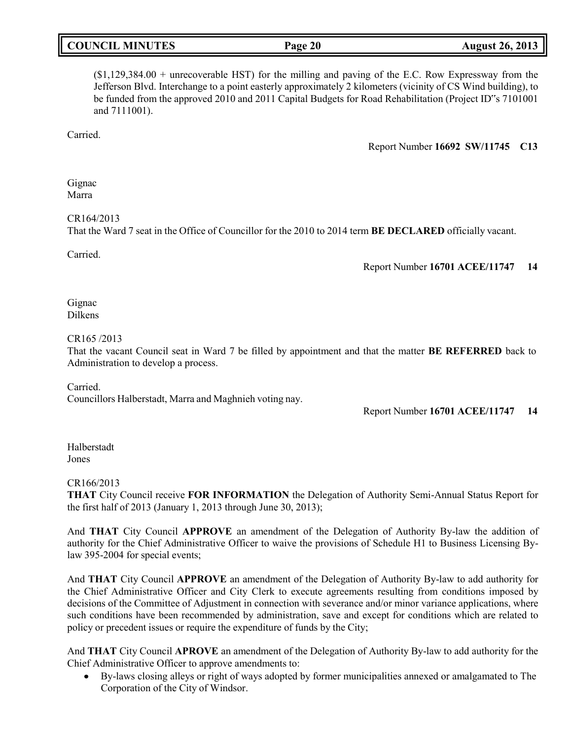($1,129,384.00 + unrecoverable HST) for the milling and paving of the E.C. Row Expressway from the Jefferson Blvd. Interchange to a point easterly approximately 2 kilometers (vicinity of CS Wind building), to be funded from the approved 2010 and 2011 Capital Budgets for Road Rehabilitation (Project ID"s 7101001 and 7111001).

Carried.

Report Number **16692 SW/11745 C13**

Gignac
Marra

CR164/2013
That the Ward 7 seat in the Office of Councillor for the 2010 to 2014 term **BE DECLARED** officially vacant.

Carried.

Report Number **16701 ACEE/11747 14**

Gignac
Dilkens

CR165 /2013
That the vacant Council seat in Ward 7 be filled by appointment and that the matter **BE REFERRED** back to Administration to develop a process.

Carried.
Councillors Halberstadt, Marra and Maghnieh voting nay.

Report Number **16701 ACEE/11747 14**

Halberstadt
Jones

CR166/2013
**THAT** City Council receive **FOR INFORMATION** the Delegation of Authority Semi-Annual Status Report for the first half of 2013 (January 1, 2013 through June 30, 2013);

And **THAT** City Council **APPROVE** an amendment of the Delegation of Authority By-law the addition of authority for the Chief Administrative Officer to waive the provisions of Schedule H1 to Business Licensing By-law 395-2004 for special events;

And **THAT** City Council **APPROVE** an amendment of the Delegation of Authority By-law to add authority for the Chief Administrative Officer and City Clerk to execute agreements resulting from conditions imposed by decisions of the Committee of Adjustment in connection with severance and/or minor variance applications, where such conditions have been recommended by administration, save and except for conditions which are related to policy or precedent issues or require the expenditure of funds by the City;

And **THAT** City Council **APROVE** an amendment of the Delegation of Authority By-law to add authority for the Chief Administrative Officer to approve amendments to:

- By-laws closing alleys or right of ways adopted by former municipalities annexed or amalgamated to The Corporation of the City of Windsor.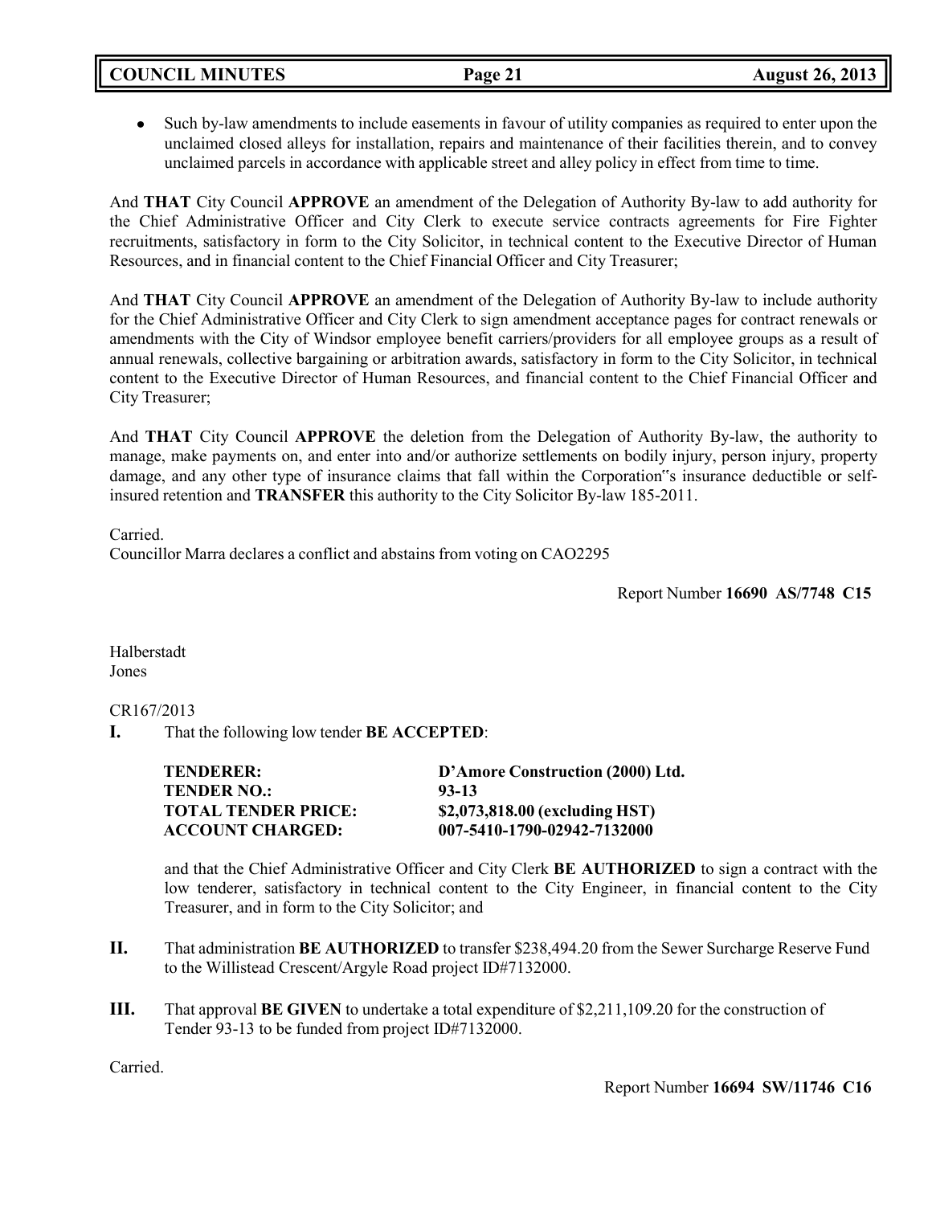- Such by-law amendments to include easements in favour of utility companies as required to enter upon the unclaimed closed alleys for installation, repairs and maintenance of their facilities therein, and to convey unclaimed parcels in accordance with applicable street and alley policy in effect from time to time.

And **THAT** City Council **APPROVE** an amendment of the Delegation of Authority By-law to add authority for the Chief Administrative Officer and City Clerk to execute service contracts agreements for Fire Fighter recruitments, satisfactory in form to the City Solicitor, in technical content to the Executive Director of Human Resources, and in financial content to the Chief Financial Officer and City Treasurer;

And **THAT** City Council **APPROVE** an amendment of the Delegation of Authority By-law to include authority for the Chief Administrative Officer and City Clerk to sign amendment acceptance pages for contract renewals or amendments with the City of Windsor employee benefit carriers/providers for all employee groups as a result of annual renewals, collective bargaining or arbitration awards, satisfactory in form to the City Solicitor, in technical content to the Executive Director of Human Resources, and financial content to the Chief Financial Officer and City Treasurer;

And **THAT** City Council **APPROVE** the deletion from the Delegation of Authority By-law, the authority to manage, make payments on, and enter into and/or authorize settlements on bodily injury, person injury, property damage, and any other type of insurance claims that fall within the Corporation"s insurance deductible or self-insured retention and **TRANSFER** this authority to the City Solicitor By-law 185-2011.

Carried.
Councillor Marra declares a conflict and abstains from voting on CAO2295

Report Number **16690 AS/7748 C15**

Halberstadt
Jones

CR167/2013

**I.** That the following low tender **BE ACCEPTED**:

| | |
|---|---|
| **TENDERER:** | **D'Amore Construction (2000) Ltd.** |
| **TENDER NO.:** | **93-13** |
| **TOTAL TENDER PRICE:** | **$2,073,818.00 (excluding HST)** |
| **ACCOUNT CHARGED:** | **007-5410-1790-02942-7132000** |

and that the Chief Administrative Officer and City Clerk **BE AUTHORIZED** to sign a contract with the low tenderer, satisfactory in technical content to the City Engineer, in financial content to the City Treasurer, and in form to the City Solicitor; and

**II.** That administration **BE AUTHORIZED** to transfer $238,494.20 from the Sewer Surcharge Reserve Fund to the Willistead Crescent/Argyle Road project ID#7132000.

**III.** That approval **BE GIVEN** to undertake a total expenditure of $2,211,109.20 for the construction of Tender 93-13 to be funded from project ID#7132000.

Carried.

Report Number **16694 SW/11746 C16**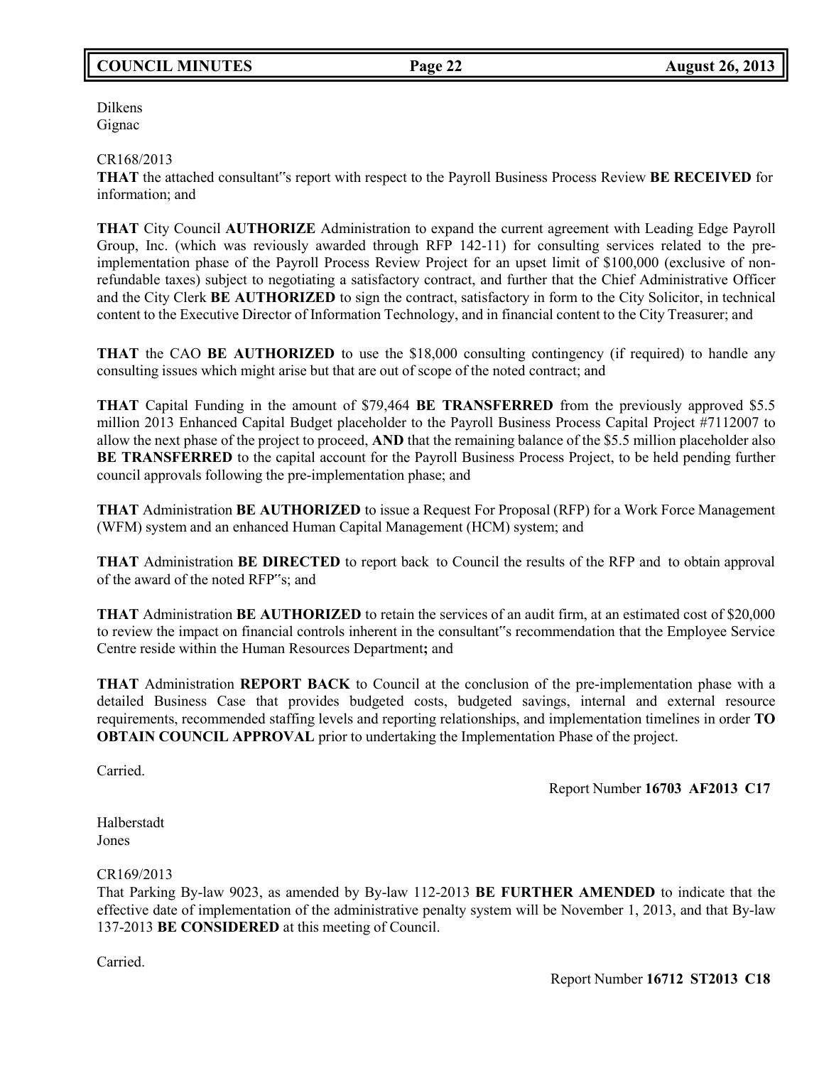Dilkens
Gignac

CR168/2013
**THAT** the attached consultant‟s report with respect to the Payroll Business Process Review **BE RECEIVED** for information; and

**THAT** City Council **AUTHORIZE** Administration to expand the current agreement with Leading Edge Payroll Group, Inc. (which was reviously awarded through RFP 142-11) for consulting services related to the pre-implementation phase of the Payroll Process Review Project for an upset limit of $100,000 (exclusive of non-refundable taxes) subject to negotiating a satisfactory contract, and further that the Chief Administrative Officer and the City Clerk **BE AUTHORIZED** to sign the contract, satisfactory in form to the City Solicitor, in technical content to the Executive Director of Information Technology, and in financial content to the City Treasurer; and

**THAT** the CAO **BE AUTHORIZED** to use the $18,000 consulting contingency (if required) to handle any consulting issues which might arise but that are out of scope of the noted contract; and

**THAT** Capital Funding in the amount of $79,464 **BE TRANSFERRED** from the previously approved $5.5 million 2013 Enhanced Capital Budget placeholder to the Payroll Business Process Capital Project #7112007 to allow the next phase of the project to proceed, **AND** that the remaining balance of the $5.5 million placeholder also **BE TRANSFERRED** to the capital account for the Payroll Business Process Project, to be held pending further council approvals following the pre-implementation phase; and

**THAT** Administration **BE AUTHORIZED** to issue a Request For Proposal (RFP) for a Work Force Management (WFM) system and an enhanced Human Capital Management (HCM) system; and

**THAT** Administration **BE DIRECTED** to report back to Council the results of the RFP and to obtain approval of the award of the noted RFP‟s; and

**THAT** Administration **BE AUTHORIZED** to retain the services of an audit firm, at an estimated cost of $20,000 to review the impact on financial controls inherent in the consultant‟s recommendation that the Employee Service Centre reside within the Human Resources Department**;** and

**THAT** Administration **REPORT BACK** to Council at the conclusion of the pre-implementation phase with a detailed Business Case that provides budgeted costs, budgeted savings, internal and external resource requirements, recommended staffing levels and reporting relationships, and implementation timelines in order **TO OBTAIN COUNCIL APPROVAL** prior to undertaking the Implementation Phase of the project.

Carried.

Report Number **16703 AF2013 C17**

Halberstadt
Jones

CR169/2013
That Parking By-law 9023, as amended by By-law 112-2013 **BE FURTHER AMENDED** to indicate that the effective date of implementation of the administrative penalty system will be November 1, 2013, and that By-law 137-2013 **BE CONSIDERED** at this meeting of Council.

Carried.

Report Number **16712 ST2013 C18**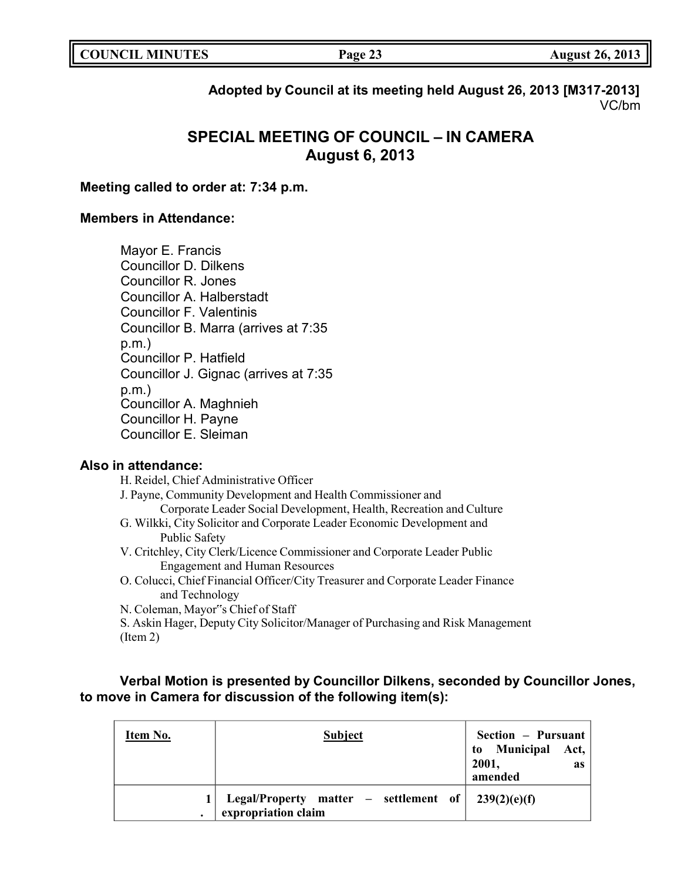**Adopted by Council at its meeting held August 26, 2013 [M317-2013]**
VC/bm

# SPECIAL MEETING OF COUNCIL – IN CAMERA
## August 6, 2013

**Meeting called to order at: 7:34 p.m.**

**Members in Attendance:**

Mayor E. Francis
Councillor D. Dilkens
Councillor R. Jones
Councillor A. Halberstadt
Councillor F. Valentinis
Councillor B. Marra (arrives at 7:35 p.m.)
Councillor P. Hatfield
Councillor J. Gignac (arrives at 7:35 p.m.)
Councillor A. Maghnieh
Councillor H. Payne
Councillor E. Sleiman

**Also in attendance:**

H. Reidel, Chief Administrative Officer
J. Payne, Community Development and Health Commissioner and Corporate Leader Social Development, Health, Recreation and Culture
G. Wilkki, City Solicitor and Corporate Leader Economic Development and Public Safety
V. Critchley, City Clerk/Licence Commissioner and Corporate Leader Public Engagement and Human Resources
O. Colucci, Chief Financial Officer/City Treasurer and Corporate Leader Finance and Technology
N. Coleman, Mayor"s Chief of Staff
S. Askin Hager, Deputy City Solicitor/Manager of Purchasing and Risk Management (Item 2)

**Verbal Motion is presented by Councillor Dilkens, seconded by Councillor Jones, to move in Camera for discussion of the following item(s):**

| Item No. | Subject | Section – Pursuant to Municipal Act, 2001, as amended |
|---|---|---|
| 1. | Legal/Property matter – settlement of expropriation claim | 239(2)(e)(f) |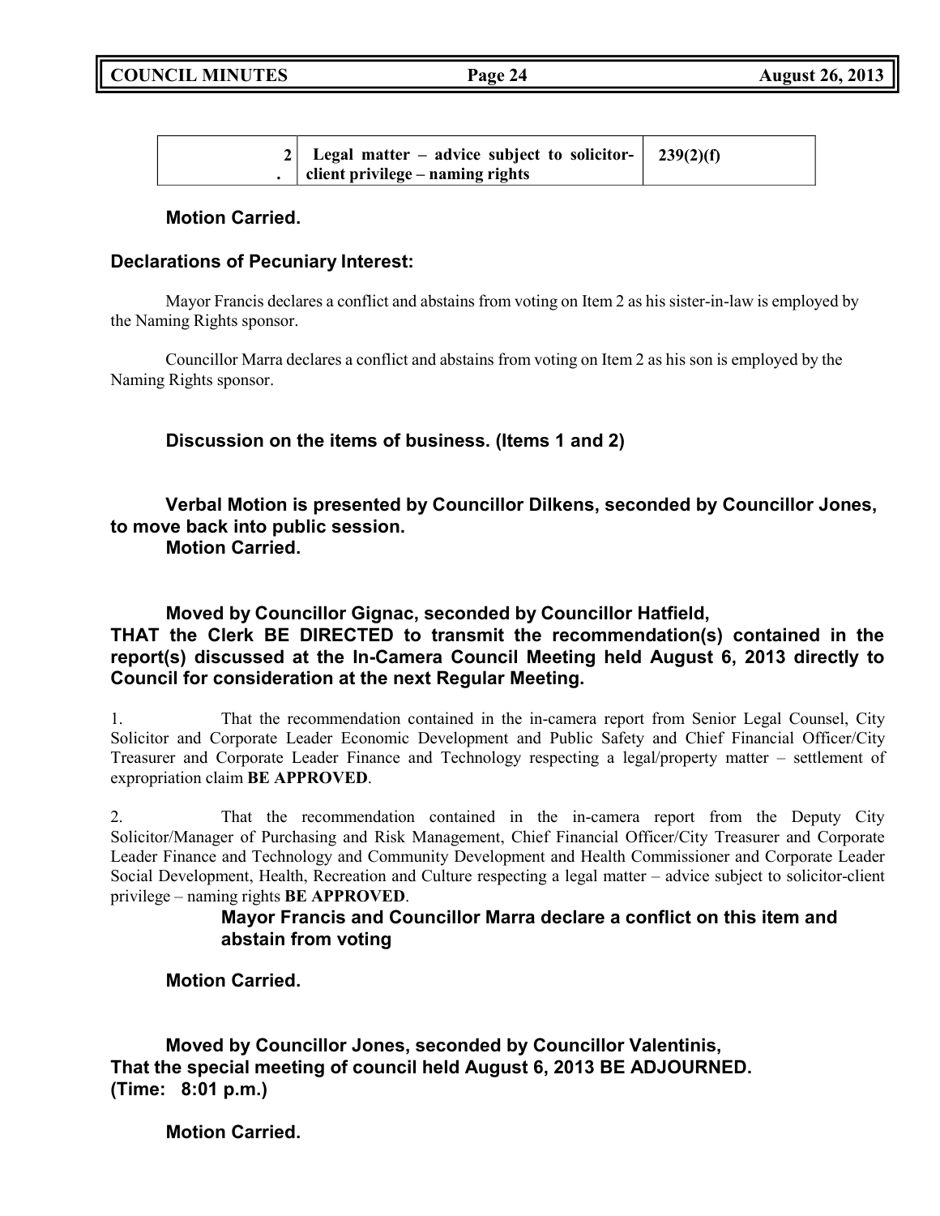| | | |
|---|---|---|
| 2. | Legal matter – advice subject to solicitor-client privilege – naming rights | 239(2)(f) |

**Motion Carried.**

**Declarations of Pecuniary Interest:**

Mayor Francis declares a conflict and abstains from voting on Item 2 as his sister-in-law is employed by the Naming Rights sponsor.

Councillor Marra declares a conflict and abstains from voting on Item 2 as his son is employed by the Naming Rights sponsor.

**Discussion on the items of business. (Items 1 and 2)**

**Verbal Motion is presented by Councillor Dilkens, seconded by Councillor Jones, to move back into public session.**
**Motion Carried.**

**Moved by Councillor Gignac, seconded by Councillor Hatfield,**
**THAT the Clerk BE DIRECTED to transmit the recommendation(s) contained in the report(s) discussed at the In-Camera Council Meeting held August 6, 2013 directly to Council for consideration at the next Regular Meeting.**

1. That the recommendation contained in the in-camera report from Senior Legal Counsel, City Solicitor and Corporate Leader Economic Development and Public Safety and Chief Financial Officer/City Treasurer and Corporate Leader Finance and Technology respecting a legal/property matter – settlement of expropriation claim **BE APPROVED**.

2. That the recommendation contained in the in-camera report from the Deputy City Solicitor/Manager of Purchasing and Risk Management, Chief Financial Officer/City Treasurer and Corporate Leader Finance and Technology and Community Development and Health Commissioner and Corporate Leader Social Development, Health, Recreation and Culture respecting a legal matter – advice subject to solicitor-client privilege – naming rights **BE APPROVED**.

**Mayor Francis and Councillor Marra declare a conflict on this item and abstain from voting**

**Motion Carried.**

**Moved by Councillor Jones, seconded by Councillor Valentinis,**
**That the special meeting of council held August 6, 2013 BE ADJOURNED.**
**(Time: 8:01 p.m.)**

**Motion Carried.**